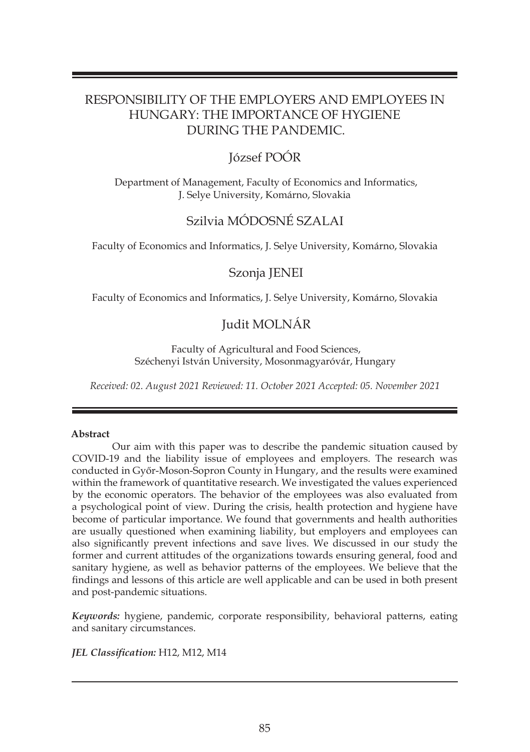# RESPONSIBILITY OF THE EMPLOYERS AND EMPLOYEES IN HUNGARY: THE IMPORTANCE OF HYGIENE DURING THE PANDEMIC.

## József POÓR

Department of Management, Faculty of Economics and Informatics, J. Selye University, Komárno, Slovakia

## Szilvia MÓDOSNÉ SZALAI

Faculty of Economics and Informatics, J. Selye University, Komárno, Slovakia

## Szonja JENEI

Faculty of Economics and Informatics, J. Selye University, Komárno, Slovakia

## Judit MOLNÁR

Faculty of Agricultural and Food Sciences, Széchenyi István University, Mosonmagyaróvár, Hungary

*Received: 02. August 2021 Reviewed: 11. October 2021 Accepted: 05. November 2021*

**Abstract**

Our aim with this paper was to describe the pandemic situation caused by COVID-19 and the liability issue of employees and employers. The research was conducted in Győr-Moson-Sopron County in Hungary, and the results were examined within the framework of quantitative research. We investigated the values experienced by the economic operators. The behavior of the employees was also evaluated from a psychological point of view. During the crisis, health protection and hygiene have become of particular importance. We found that governments and health authorities are usually questioned when examining liability, but employers and employees can also significantly prevent infections and save lives. We discussed in our study the former and current attitudes of the organizations towards ensuring general, food and sanitary hygiene, as well as behavior patterns of the employees. We believe that the findings and lessons of this article are well applicable and can be used in both present and post-pandemic situations.

***Keywords:*** hygiene, pandemic, corporate responsibility, behavioral patterns, eating and sanitary circumstances.

***JEL Classification:*** H12, M12, M14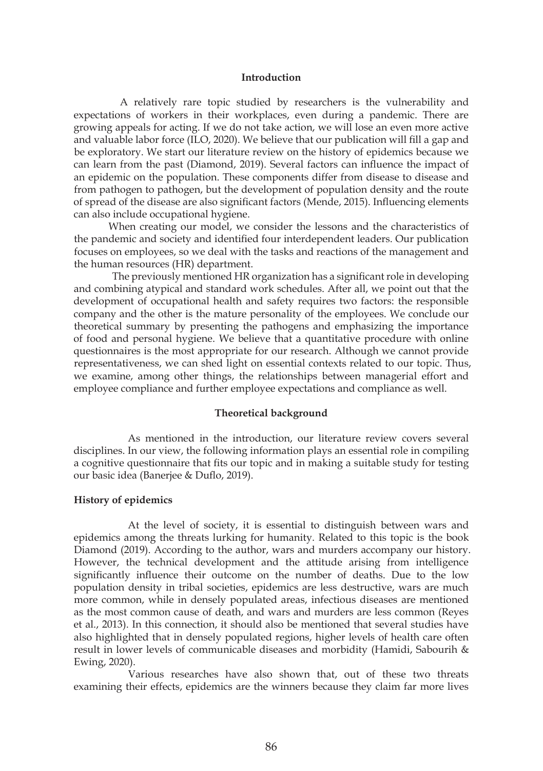## Introduction

A relatively rare topic studied by researchers is the vulnerability and expectations of workers in their workplaces, even during a pandemic. There are growing appeals for acting. If we do not take action, we will lose an even more active and valuable labor force (ILO, 2020). We believe that our publication will fill a gap and be exploratory. We start our literature review on the history of epidemics because we can learn from the past (Diamond, 2019). Several factors can influence the impact of an epidemic on the population. These components differ from disease to disease and from pathogen to pathogen, but the development of population density and the route of spread of the disease are also significant factors (Mende, 2015). Influencing elements can also include occupational hygiene.

When creating our model, we consider the lessons and the characteristics of the pandemic and society and identified four interdependent leaders. Our publication focuses on employees, so we deal with the tasks and reactions of the management and the human resources (HR) department.

The previously mentioned HR organization has a significant role in developing and combining atypical and standard work schedules. After all, we point out that the development of occupational health and safety requires two factors: the responsible company and the other is the mature personality of the employees. We conclude our theoretical summary by presenting the pathogens and emphasizing the importance of food and personal hygiene. We believe that a quantitative procedure with online questionnaires is the most appropriate for our research. Although we cannot provide representativeness, we can shed light on essential contexts related to our topic. Thus, we examine, among other things, the relationships between managerial effort and employee compliance and further employee expectations and compliance as well.

## Theoretical background

As mentioned in the introduction, our literature review covers several disciplines. In our view, the following information plays an essential role in compiling a cognitive questionnaire that fits our topic and in making a suitable study for testing our basic idea (Banerjee & Duflo, 2019).

### History of epidemics

At the level of society, it is essential to distinguish between wars and epidemics among the threats lurking for humanity. Related to this topic is the book Diamond (2019). According to the author, wars and murders accompany our history. However, the technical development and the attitude arising from intelligence significantly influence their outcome on the number of deaths. Due to the low population density in tribal societies, epidemics are less destructive, wars are much more common, while in densely populated areas, infectious diseases are mentioned as the most common cause of death, and wars and murders are less common (Reyes et al., 2013). In this connection, it should also be mentioned that several studies have also highlighted that in densely populated regions, higher levels of health care often result in lower levels of communicable diseases and morbidity (Hamidi, Sabourih & Ewing, 2020).

Various researches have also shown that, out of these two threats examining their effects, epidemics are the winners because they claim far more lives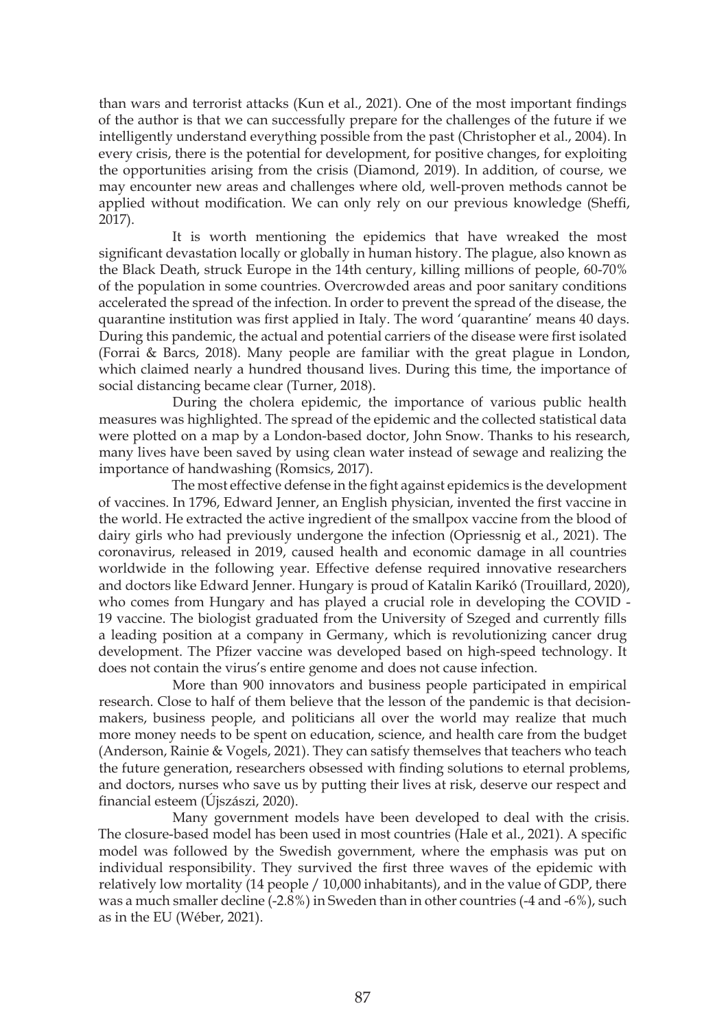than wars and terrorist attacks (Kun et al., 2021). One of the most important findings of the author is that we can successfully prepare for the challenges of the future if we intelligently understand everything possible from the past (Christopher et al., 2004). In every crisis, there is the potential for development, for positive changes, for exploiting the opportunities arising from the crisis (Diamond, 2019). In addition, of course, we may encounter new areas and challenges where old, well-proven methods cannot be applied without modification. We can only rely on our previous knowledge (Sheffi, 2017).

It is worth mentioning the epidemics that have wreaked the most significant devastation locally or globally in human history. The plague, also known as the Black Death, struck Europe in the 14th century, killing millions of people, 60-70% of the population in some countries. Overcrowded areas and poor sanitary conditions accelerated the spread of the infection. In order to prevent the spread of the disease, the quarantine institution was first applied in Italy. The word 'quarantine' means 40 days. During this pandemic, the actual and potential carriers of the disease were first isolated (Forrai & Barcs, 2018). Many people are familiar with the great plague in London, which claimed nearly a hundred thousand lives. During this time, the importance of social distancing became clear (Turner, 2018).

During the cholera epidemic, the importance of various public health measures was highlighted. The spread of the epidemic and the collected statistical data were plotted on a map by a London-based doctor, John Snow. Thanks to his research, many lives have been saved by using clean water instead of sewage and realizing the importance of handwashing (Romsics, 2017).

The most effective defense in the fight against epidemics is the development of vaccines. In 1796, Edward Jenner, an English physician, invented the first vaccine in the world. He extracted the active ingredient of the smallpox vaccine from the blood of dairy girls who had previously undergone the infection (Opriessnig et al., 2021). The coronavirus, released in 2019, caused health and economic damage in all countries worldwide in the following year. Effective defense required innovative researchers and doctors like Edward Jenner. Hungary is proud of Katalin Karikó (Trouillard, 2020), who comes from Hungary and has played a crucial role in developing the COVID - 19 vaccine. The biologist graduated from the University of Szeged and currently fills a leading position at a company in Germany, which is revolutionizing cancer drug development. The Pfizer vaccine was developed based on high-speed technology. It does not contain the virus's entire genome and does not cause infection.

More than 900 innovators and business people participated in empirical research. Close to half of them believe that the lesson of the pandemic is that decision-makers, business people, and politicians all over the world may realize that much more money needs to be spent on education, science, and health care from the budget (Anderson, Rainie & Vogels, 2021). They can satisfy themselves that teachers who teach the future generation, researchers obsessed with finding solutions to eternal problems, and doctors, nurses who save us by putting their lives at risk, deserve our respect and financial esteem (Újszászi, 2020).

Many government models have been developed to deal with the crisis. The closure-based model has been used in most countries (Hale et al., 2021). A specific model was followed by the Swedish government, where the emphasis was put on individual responsibility. They survived the first three waves of the epidemic with relatively low mortality (14 people / 10,000 inhabitants), and in the value of GDP, there was a much smaller decline (-2.8%) in Sweden than in other countries (-4 and -6%), such as in the EU (Wéber, 2021).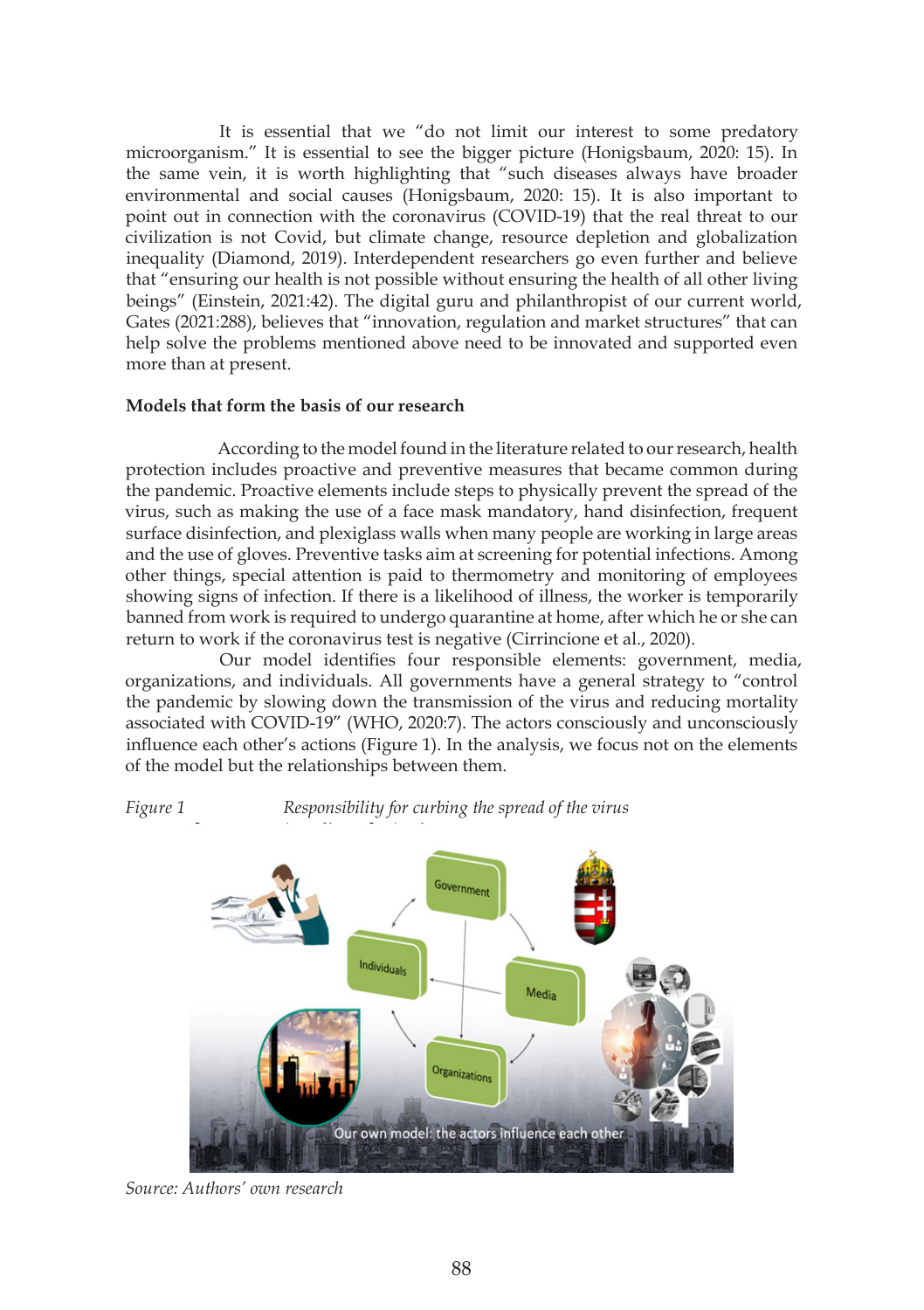It is essential that we "do not limit our interest to some predatory microorganism." It is essential to see the bigger picture (Honigsbaum, 2020: 15). In the same vein, it is worth highlighting that "such diseases always have broader environmental and social causes (Honigsbaum, 2020: 15). It is also important to point out in connection with the coronavirus (COVID-19) that the real threat to our civilization is not Covid, but climate change, resource depletion and globalization inequality (Diamond, 2019). Interdependent researchers go even further and believe that "ensuring our health is not possible without ensuring the health of all other living beings" (Einstein, 2021:42). The digital guru and philanthropist of our current world, Gates (2021:288), believes that "innovation, regulation and market structures" that can help solve the problems mentioned above need to be innovated and supported even more than at present.

**Models that form the basis of our research**

According to the model found in the literature related to our research, health protection includes proactive and preventive measures that became common during the pandemic. Proactive elements include steps to physically prevent the spread of the virus, such as making the use of a face mask mandatory, hand disinfection, frequent surface disinfection, and plexiglass walls when many people are working in large areas and the use of gloves. Preventive tasks aim at screening for potential infections. Among other things, special attention is paid to thermometry and monitoring of employees showing signs of infection. If there is a likelihood of illness, the worker is temporarily banned from work is required to undergo quarantine at home, after which he or she can return to work if the coronavirus test is negative (Cirrincione et al., 2020).

Our model identifies four responsible elements: government, media, organizations, and individuals. All governments have a general strategy to "control the pandemic by slowing down the transmission of the virus and reducing mortality associated with COVID-19" (WHO, 2020:7). The actors consciously and unconsciously influence each other's actions (Figure 1). In the analysis, we focus not on the elements of the model but the relationships between them.

*Figure 1* *Responsibility for curbing the spread of the virus*

*Source: Authors' own research*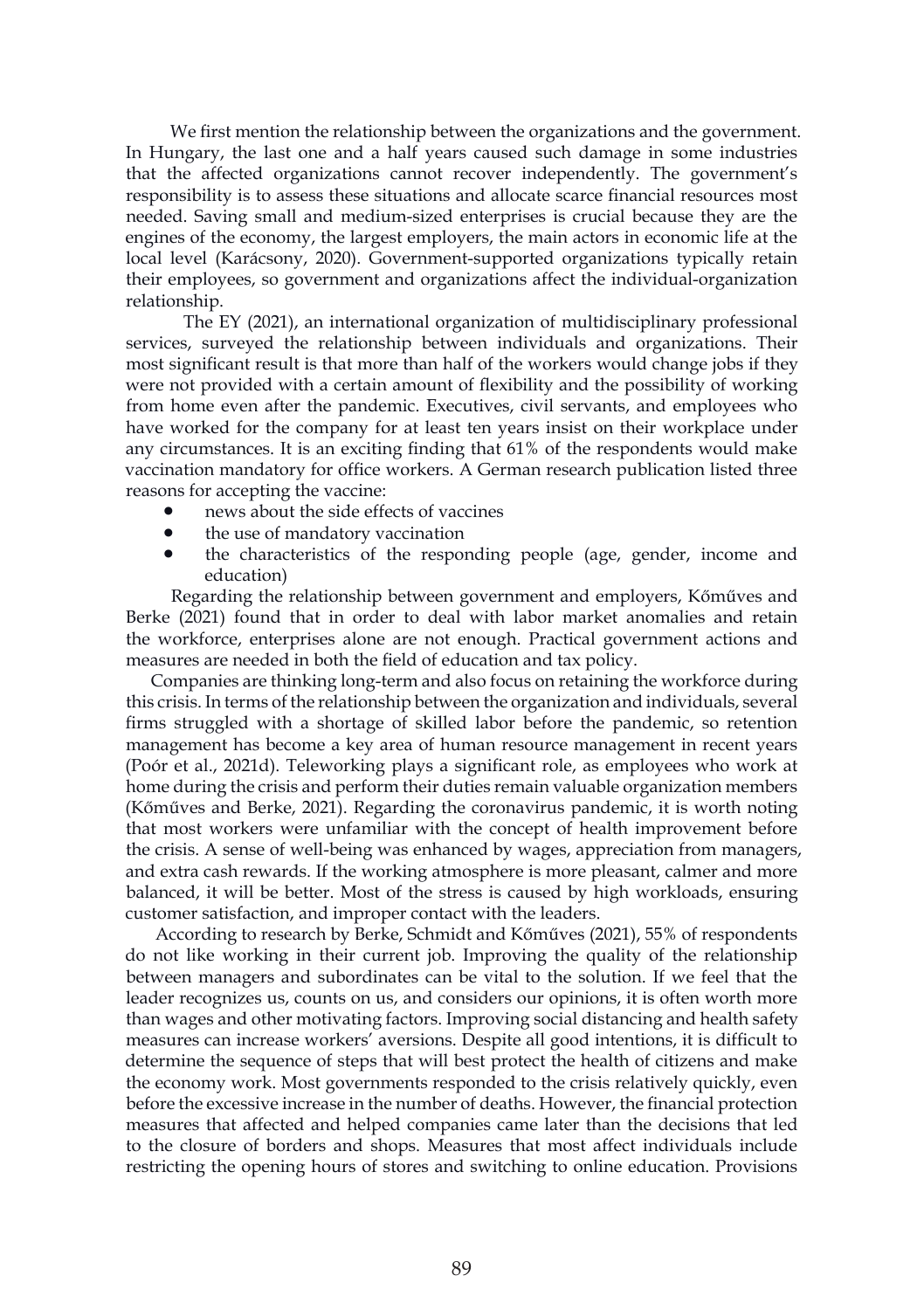We first mention the relationship between the organizations and the government. In Hungary, the last one and a half years caused such damage in some industries that the affected organizations cannot recover independently. The government's responsibility is to assess these situations and allocate scarce financial resources most needed. Saving small and medium-sized enterprises is crucial because they are the engines of the economy, the largest employers, the main actors in economic life at the local level (Karácsony, 2020). Government-supported organizations typically retain their employees, so government and organizations affect the individual-organization relationship.

The EY (2021), an international organization of multidisciplinary professional services, surveyed the relationship between individuals and organizations. Their most significant result is that more than half of the workers would change jobs if they were not provided with a certain amount of flexibility and the possibility of working from home even after the pandemic. Executives, civil servants, and employees who have worked for the company for at least ten years insist on their workplace under any circumstances. It is an exciting finding that 61% of the respondents would make vaccination mandatory for office workers. A German research publication listed three reasons for accepting the vaccine:

- news about the side effects of vaccines
- the use of mandatory vaccination
- the characteristics of the responding people (age, gender, income and education)

Regarding the relationship between government and employers, Kőműves and Berke (2021) found that in order to deal with labor market anomalies and retain the workforce, enterprises alone are not enough. Practical government actions and measures are needed in both the field of education and tax policy.

Companies are thinking long-term and also focus on retaining the workforce during this crisis. In terms of the relationship between the organization and individuals, several firms struggled with a shortage of skilled labor before the pandemic, so retention management has become a key area of human resource management in recent years (Poór et al., 2021d). Teleworking plays a significant role, as employees who work at home during the crisis and perform their duties remain valuable organization members (Kőműves and Berke, 2021). Regarding the coronavirus pandemic, it is worth noting that most workers were unfamiliar with the concept of health improvement before the crisis. A sense of well-being was enhanced by wages, appreciation from managers, and extra cash rewards. If the working atmosphere is more pleasant, calmer and more balanced, it will be better. Most of the stress is caused by high workloads, ensuring customer satisfaction, and improper contact with the leaders.

According to research by Berke, Schmidt and Kőműves (2021), 55% of respondents do not like working in their current job. Improving the quality of the relationship between managers and subordinates can be vital to the solution. If we feel that the leader recognizes us, counts on us, and considers our opinions, it is often worth more than wages and other motivating factors. Improving social distancing and health safety measures can increase workers' aversions. Despite all good intentions, it is difficult to determine the sequence of steps that will best protect the health of citizens and make the economy work. Most governments responded to the crisis relatively quickly, even before the excessive increase in the number of deaths. However, the financial protection measures that affected and helped companies came later than the decisions that led to the closure of borders and shops. Measures that most affect individuals include restricting the opening hours of stores and switching to online education. Provisions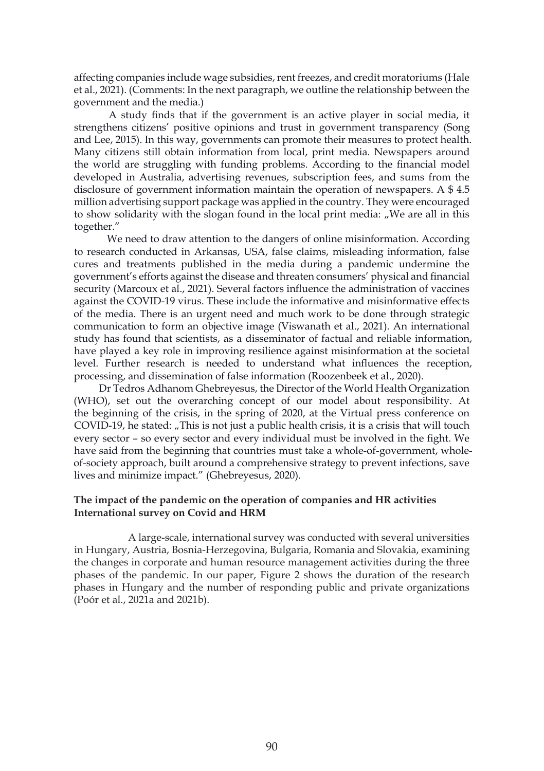affecting companies include wage subsidies, rent freezes, and credit moratoriums (Hale et al., 2021). (Comments: In the next paragraph, we outline the relationship between the government and the media.)

A study finds that if the government is an active player in social media, it strengthens citizens' positive opinions and trust in government transparency (Song and Lee, 2015). In this way, governments can promote their measures to protect health. Many citizens still obtain information from local, print media. Newspapers around the world are struggling with funding problems. According to the financial model developed in Australia, advertising revenues, subscription fees, and sums from the disclosure of government information maintain the operation of newspapers. A $ 4.5 million advertising support package was applied in the country. They were encouraged to show solidarity with the slogan found in the local print media: „We are all in this together."

We need to draw attention to the dangers of online misinformation. According to research conducted in Arkansas, USA, false claims, misleading information, false cures and treatments published in the media during a pandemic undermine the government's efforts against the disease and threaten consumers' physical and financial security (Marcoux et al., 2021). Several factors influence the administration of vaccines against the COVID-19 virus. These include the informative and misinformative effects of the media. There is an urgent need and much work to be done through strategic communication to form an objective image (Viswanath et al., 2021). An international study has found that scientists, as a disseminator of factual and reliable information, have played a key role in improving resilience against misinformation at the societal level. Further research is needed to understand what influences the reception, processing, and dissemination of false information (Roozenbeek et al., 2020).

Dr Tedros Adhanom Ghebreyesus, the Director of the World Health Organization (WHO), set out the overarching concept of our model about responsibility. At the beginning of the crisis, in the spring of 2020, at the Virtual press conference on COVID-19, he stated: „This is not just a public health crisis, it is a crisis that will touch every sector – so every sector and every individual must be involved in the fight. We have said from the beginning that countries must take a whole-of-government, whole-of-society approach, built around a comprehensive strategy to prevent infections, save lives and minimize impact." (Ghebreyesus, 2020).

### The impact of the pandemic on the operation of companies and HR activities

### International survey on Covid and HRM

A large-scale, international survey was conducted with several universities in Hungary, Austria, Bosnia-Herzegovina, Bulgaria, Romania and Slovakia, examining the changes in corporate and human resource management activities during the three phases of the pandemic. In our paper, Figure 2 shows the duration of the research phases in Hungary and the number of responding public and private organizations (Poór et al., 2021a and 2021b).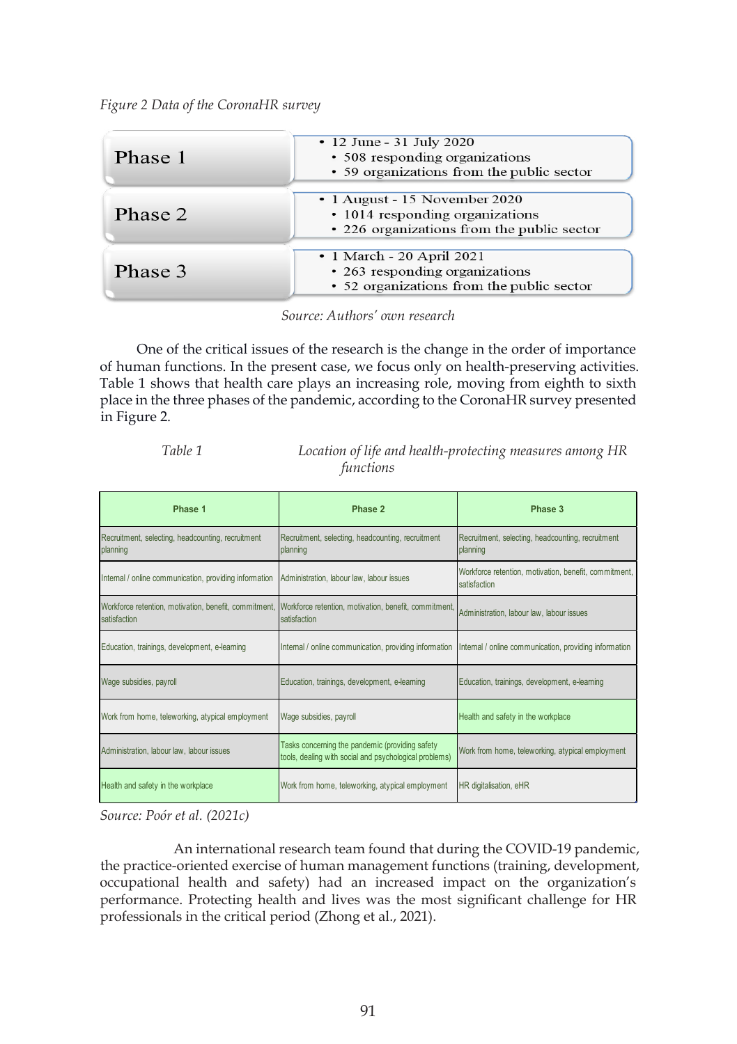*Figure 2 Data of the CoronaHR survey*

| | |
|---|---|
| Phase 1 | • 12 June - 31 July 2020<br>• 508 responding organizations<br>• 59 organizations from the public sector |
| Phase 2 | • 1 August - 15 November 2020<br>• 1014 responding organizations<br>• 226 organizations from the public sector |
| Phase 3 | • 1 March - 20 April 2021<br>• 263 responding organizations<br>• 52 organizations from the public sector |

*Source: Authors' own research*

One of the critical issues of the research is the change in the order of importance of human functions. In the present case, we focus only on health-preserving activities. Table 1 shows that health care plays an increasing role, moving from eighth to sixth place in the three phases of the pandemic, according to the CoronaHR survey presented in Figure 2.

*Table 1 Location of life and health-protecting measures among HR functions*

| Phase 1 | Phase 2 | Phase 3 |
|---|---|---|
| Recruitment, selecting, headcounting, recruitment planning | Recruitment, selecting, headcounting, recruitment planning | Recruitment, selecting, headcounting, recruitment planning |
| Internal / online communication, providing information | Administration, labour law, labour issues | Workforce retention, motivation, benefit, commitment, satisfaction |
| Workforce retention, motivation, benefit, commitment, satisfaction | Workforce retention, motivation, benefit, commitment, satisfaction | Administration, labour law, labour issues |
| Education, trainings, development, e-learning | Internal / online communication, providing information | Internal / online communication, providing information |
| Wage subsidies, payroll | Education, trainings, development, e-learning | Education, trainings, development, e-learning |
| Work from home, teleworking, atypical employment | Wage subsidies, payroll | Health and safety in the workplace |
| Administration, labour law, labour issues | Tasks concerning the pandemic (providing safety tools, dealing with social and psychological problems) | Work from home, teleworking, atypical employment |
| Health and safety in the workplace | Work from home, teleworking, atypical employment | HR digitalisation, eHR |

*Source: Poór et al. (2021c)*

An international research team found that during the COVID-19 pandemic, the practice-oriented exercise of human management functions (training, development, occupational health and safety) had an increased impact on the organization's performance. Protecting health and lives was the most significant challenge for HR professionals in the critical period (Zhong et al., 2021).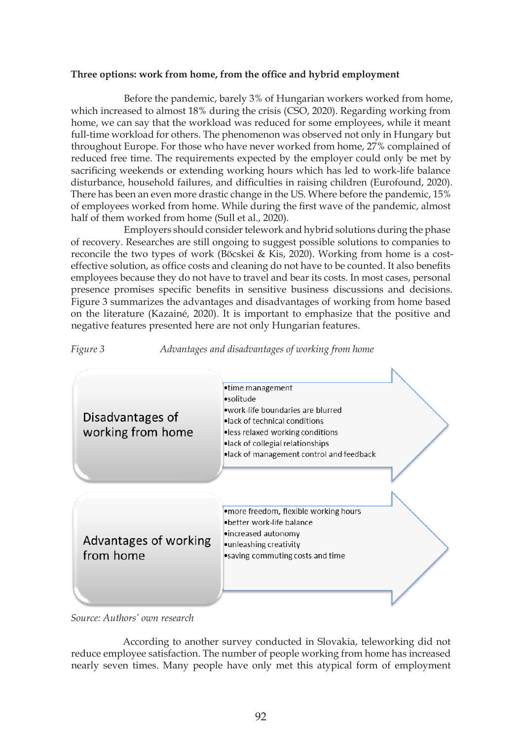**Three options: work from home, from the office and hybrid employment**

Before the pandemic, barely 3% of Hungarian workers worked from home, which increased to almost 18% during the crisis (CSO, 2020). Regarding working from home, we can say that the workload was reduced for some employees, while it meant full-time workload for others. The phenomenon was observed not only in Hungary but throughout Europe. For those who have never worked from home, 27% complained of reduced free time. The requirements expected by the employer could only be met by sacrificing weekends or extending working hours which has led to work-life balance disturbance, household failures, and difficulties in raising children (Eurofound, 2020). There has been an even more drastic change in the US. Where before the pandemic, 15% of employees worked from home. While during the first wave of the pandemic, almost half of them worked from home (Sull et al., 2020).

Employers should consider telework and hybrid solutions during the phase of recovery. Researches are still ongoing to suggest possible solutions to companies to reconcile the two types of work (Böcskei & Kis, 2020). Working from home is a cost-effective solution, as office costs and cleaning do not have to be counted. It also benefits employees because they do not have to travel and bear its costs. In most cases, personal presence promises specific benefits in sensitive business discussions and decisions. Figure 3 summarizes the advantages and disadvantages of working from home based on the literature (Kazainé, 2020). It is important to emphasize that the positive and negative features presented here are not only Hungarian features.

*Figure 3 Advantages and disadvantages of working from home*

**Disadvantages of working from home**

- time management
- solitude
- work-life boundaries are blurred
- lack of technical conditions
- less relaxed working conditions
- lack of collegial relationships
- lack of management control and feedback

**Advantages of working from home**

- more freedom, flexible working hours
- better work-life balance
- increased autonomy
- unleashing creativity
- saving commuting costs and time

*Source: Authors' own research*

According to another survey conducted in Slovakia, teleworking did not reduce employee satisfaction. The number of people working from home has increased nearly seven times. Many people have only met this atypical form of employment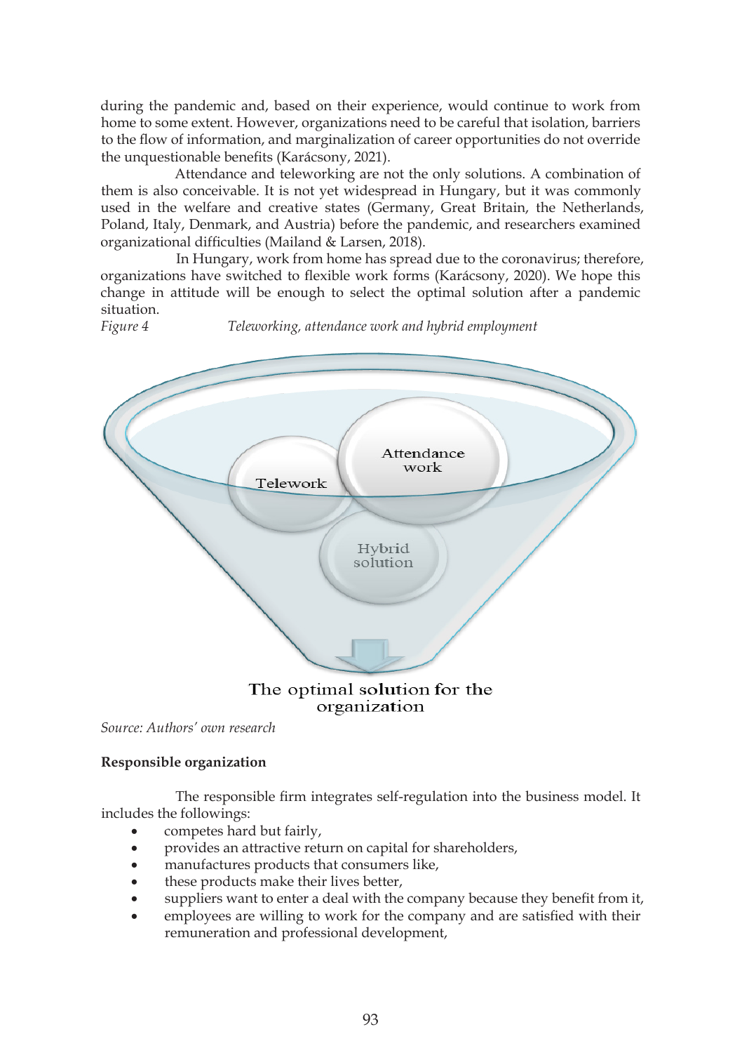during the pandemic and, based on their experience, would continue to work from home to some extent. However, organizations need to be careful that isolation, barriers to the flow of information, and marginalization of career opportunities do not override the unquestionable benefits (Karácsony, 2021).

Attendance and teleworking are not the only solutions. A combination of them is also conceivable. It is not yet widespread in Hungary, but it was commonly used in the welfare and creative states (Germany, Great Britain, the Netherlands, Poland, Italy, Denmark, and Austria) before the pandemic, and researchers examined organizational difficulties (Mailand & Larsen, 2018).

In Hungary, work from home has spread due to the coronavirus; therefore, organizations have switched to flexible work forms (Karácsony, 2020). We hope this change in attitude will be enough to select the optimal solution after a pandemic situation.

*Figure 4 Teleworking, attendance work and hybrid employment*

Telework

Attendance work

Hybrid solution

The optimal solution for the organization

*Source: Authors' own research*

**Responsible organization**

The responsible firm integrates self-regulation into the business model. It includes the followings:

- competes hard but fairly,
- provides an attractive return on capital for shareholders,
- manufactures products that consumers like,
- these products make their lives better,
- suppliers want to enter a deal with the company because they benefit from it,
- employees are willing to work for the company and are satisfied with their remuneration and professional development,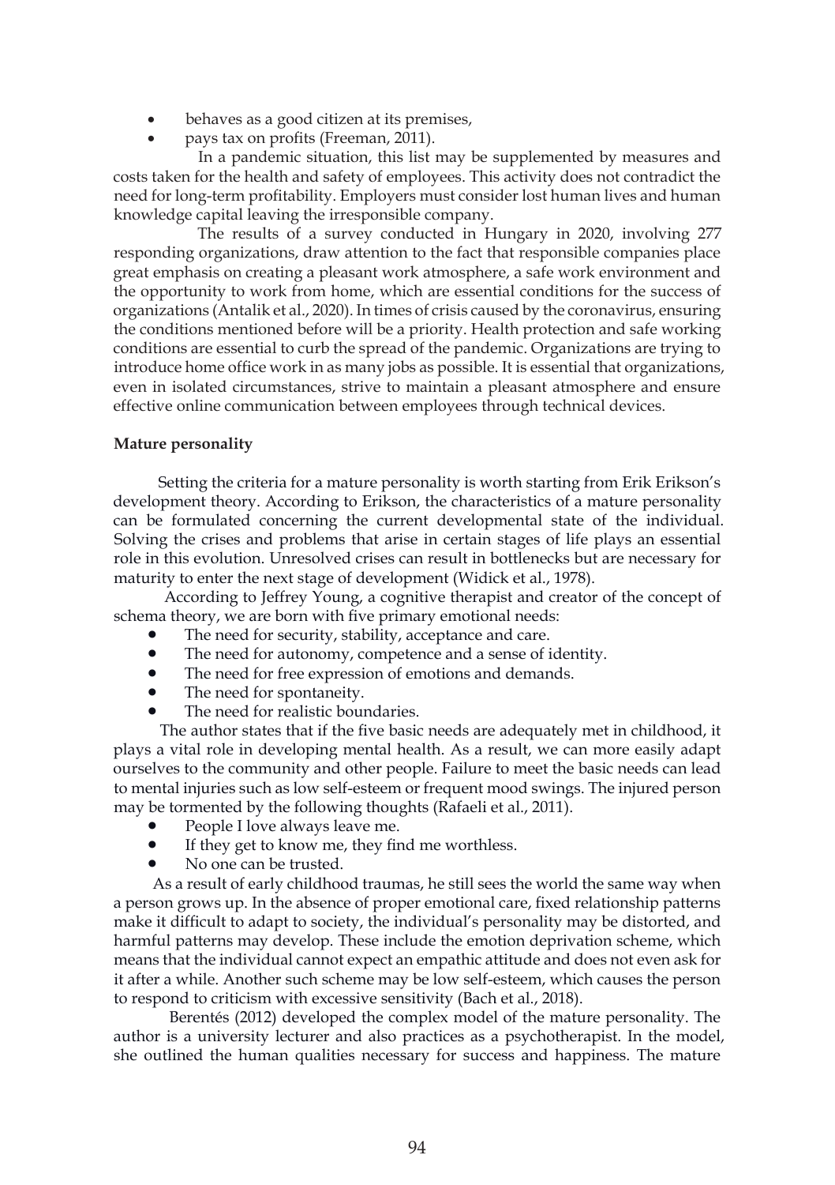- behaves as a good citizen at its premises,
- pays tax on profits (Freeman, 2011).

In a pandemic situation, this list may be supplemented by measures and costs taken for the health and safety of employees. This activity does not contradict the need for long-term profitability. Employers must consider lost human lives and human knowledge capital leaving the irresponsible company.

The results of a survey conducted in Hungary in 2020, involving 277 responding organizations, draw attention to the fact that responsible companies place great emphasis on creating a pleasant work atmosphere, a safe work environment and the opportunity to work from home, which are essential conditions for the success of organizations (Antalik et al., 2020). In times of crisis caused by the coronavirus, ensuring the conditions mentioned before will be a priority. Health protection and safe working conditions are essential to curb the spread of the pandemic. Organizations are trying to introduce home office work in as many jobs as possible. It is essential that organizations, even in isolated circumstances, strive to maintain a pleasant atmosphere and ensure effective online communication between employees through technical devices.

**Mature personality**

Setting the criteria for a mature personality is worth starting from Erik Erikson's development theory. According to Erikson, the characteristics of a mature personality can be formulated concerning the current developmental state of the individual. Solving the crises and problems that arise in certain stages of life plays an essential role in this evolution. Unresolved crises can result in bottlenecks but are necessary for maturity to enter the next stage of development (Widick et al., 1978).

According to Jeffrey Young, a cognitive therapist and creator of the concept of schema theory, we are born with five primary emotional needs:

- The need for security, stability, acceptance and care.
- The need for autonomy, competence and a sense of identity.
- The need for free expression of emotions and demands.
- The need for spontaneity.
- The need for realistic boundaries.

The author states that if the five basic needs are adequately met in childhood, it plays a vital role in developing mental health. As a result, we can more easily adapt ourselves to the community and other people. Failure to meet the basic needs can lead to mental injuries such as low self-esteem or frequent mood swings. The injured person may be tormented by the following thoughts (Rafaeli et al., 2011).

- People I love always leave me.
- If they get to know me, they find me worthless.
- No one can be trusted.

As a result of early childhood traumas, he still sees the world the same way when a person grows up. In the absence of proper emotional care, fixed relationship patterns make it difficult to adapt to society, the individual's personality may be distorted, and harmful patterns may develop. These include the emotion deprivation scheme, which means that the individual cannot expect an empathic attitude and does not even ask for it after a while. Another such scheme may be low self-esteem, which causes the person to respond to criticism with excessive sensitivity (Bach et al., 2018).

Berentés (2012) developed the complex model of the mature personality. The author is a university lecturer and also practices as a psychotherapist. In the model, she outlined the human qualities necessary for success and happiness. The mature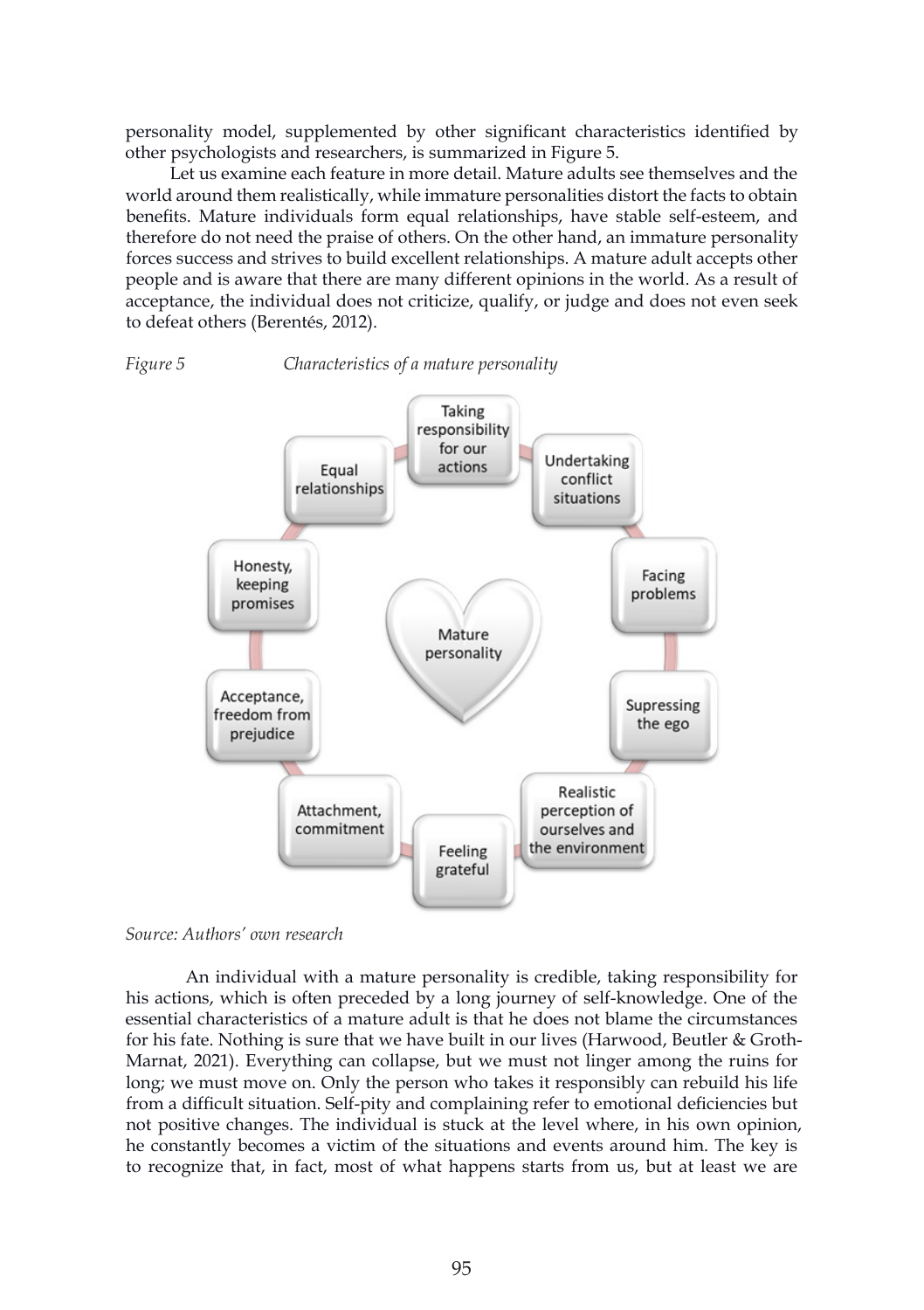personality model, supplemented by other significant characteristics identified by other psychologists and researchers, is summarized in Figure 5.

Let us examine each feature in more detail. Mature adults see themselves and the world around them realistically, while immature personalities distort the facts to obtain benefits. Mature individuals form equal relationships, have stable self-esteem, and therefore do not need the praise of others. On the other hand, an immature personality forces success and strives to build excellent relationships. A mature adult accepts other people and is aware that there are many different opinions in the world. As a result of acceptance, the individual does not criticize, qualify, or judge and does not even seek to defeat others (Berentés, 2012).

*Figure 5* *Characteristics of a mature personality*

- Mature personality
  - Taking responsibility for our actions
  - Undertaking conflict situations
  - Facing problems
  - Supressing the ego
  - Realistic perception of ourselves and the environment
  - Feeling grateful
  - Attachment, commitment
  - Acceptance, freedom from prejudice
  - Honesty, keeping promises
  - Equal relationships

*Source: Authors' own research*

An individual with a mature personality is credible, taking responsibility for his actions, which is often preceded by a long journey of self-knowledge. One of the essential characteristics of a mature adult is that he does not blame the circumstances for his fate. Nothing is sure that we have built in our lives (Harwood, Beutler & Groth-Marnat, 2021). Everything can collapse, but we must not linger among the ruins for long; we must move on. Only the person who takes it responsibly can rebuild his life from a difficult situation. Self-pity and complaining refer to emotional deficiencies but not positive changes. The individual is stuck at the level where, in his own opinion, he constantly becomes a victim of the situations and events around him. The key is to recognize that, in fact, most of what happens starts from us, but at least we are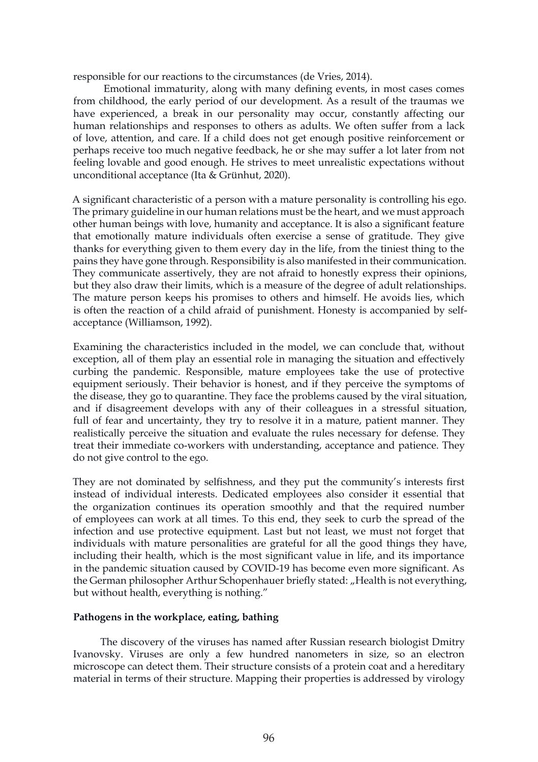responsible for our reactions to the circumstances (de Vries, 2014).

Emotional immaturity, along with many defining events, in most cases comes from childhood, the early period of our development. As a result of the traumas we have experienced, a break in our personality may occur, constantly affecting our human relationships and responses to others as adults. We often suffer from a lack of love, attention, and care. If a child does not get enough positive reinforcement or perhaps receive too much negative feedback, he or she may suffer a lot later from not feeling lovable and good enough. He strives to meet unrealistic expectations without unconditional acceptance (Ita & Grünhut, 2020).

A significant characteristic of a person with a mature personality is controlling his ego. The primary guideline in our human relations must be the heart, and we must approach other human beings with love, humanity and acceptance. It is also a significant feature that emotionally mature individuals often exercise a sense of gratitude. They give thanks for everything given to them every day in the life, from the tiniest thing to the pains they have gone through. Responsibility is also manifested in their communication. They communicate assertively, they are not afraid to honestly express their opinions, but they also draw their limits, which is a measure of the degree of adult relationships. The mature person keeps his promises to others and himself. He avoids lies, which is often the reaction of a child afraid of punishment. Honesty is accompanied by self-acceptance (Williamson, 1992).

Examining the characteristics included in the model, we can conclude that, without exception, all of them play an essential role in managing the situation and effectively curbing the pandemic. Responsible, mature employees take the use of protective equipment seriously. Their behavior is honest, and if they perceive the symptoms of the disease, they go to quarantine. They face the problems caused by the viral situation, and if disagreement develops with any of their colleagues in a stressful situation, full of fear and uncertainty, they try to resolve it in a mature, patient manner. They realistically perceive the situation and evaluate the rules necessary for defense. They treat their immediate co-workers with understanding, acceptance and patience. They do not give control to the ego.

They are not dominated by selfishness, and they put the community's interests first instead of individual interests. Dedicated employees also consider it essential that the organization continues its operation smoothly and that the required number of employees can work at all times. To this end, they seek to curb the spread of the infection and use protective equipment. Last but not least, we must not forget that individuals with mature personalities are grateful for all the good things they have, including their health, which is the most significant value in life, and its importance in the pandemic situation caused by COVID-19 has become even more significant. As the German philosopher Arthur Schopenhauer briefly stated: „Health is not everything, but without health, everything is nothing."

**Pathogens in the workplace, eating, bathing**

The discovery of the viruses has named after Russian research biologist Dmitry Ivanovsky. Viruses are only a few hundred nanometers in size, so an electron microscope can detect them. Their structure consists of a protein coat and a hereditary material in terms of their structure. Mapping their properties is addressed by virology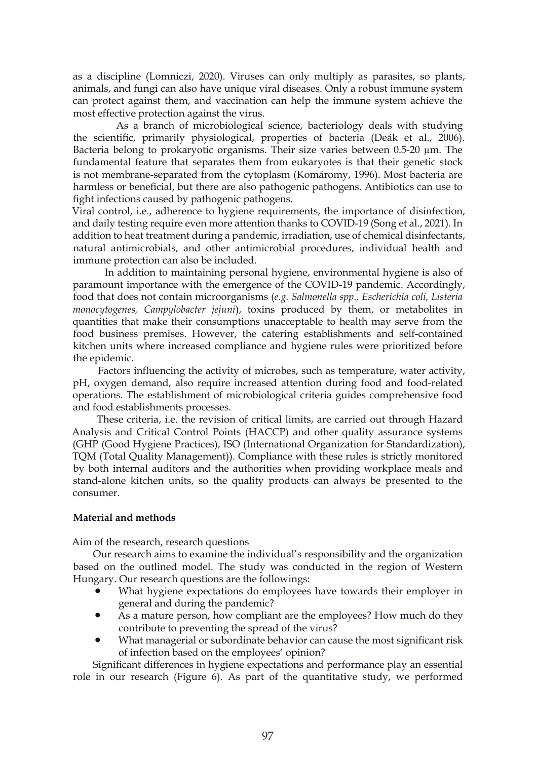as a discipline (Lomniczi, 2020). Viruses can only multiply as parasites, so plants, animals, and fungi can also have unique viral diseases. Only a robust immune system can protect against them, and vaccination can help the immune system achieve the most effective protection against the virus.

As a branch of microbiological science, bacteriology deals with studying the scientific, primarily physiological, properties of bacteria (Deák et al., 2006). Bacteria belong to prokaryotic organisms. Their size varies between 0.5-20 µm. The fundamental feature that separates them from eukaryotes is that their genetic stock is not membrane-separated from the cytoplasm (Komáromy, 1996). Most bacteria are harmless or beneficial, but there are also pathogenic pathogens. Antibiotics can use to fight infections caused by pathogenic pathogens.

Viral control, i.e., adherence to hygiene requirements, the importance of disinfection, and daily testing require even more attention thanks to COVID-19 (Song et al., 2021). In addition to heat treatment during a pandemic, irradiation, use of chemical disinfectants, natural antimicrobials, and other antimicrobial procedures, individual health and immune protection can also be included.

In addition to maintaining personal hygiene, environmental hygiene is also of paramount importance with the emergence of the COVID-19 pandemic. Accordingly, food that does not contain microorganisms (*e.g. Salmonella spp., Escherichia coli, Listeria monocytogenes, Campylobacter jejuni*), toxins produced by them, or metabolites in quantities that make their consumptions unacceptable to health may serve from the food business premises. However, the catering establishments and self-contained kitchen units where increased compliance and hygiene rules were prioritized before the epidemic.

Factors influencing the activity of microbes, such as temperature, water activity, pH, oxygen demand, also require increased attention during food and food-related operations. The establishment of microbiological criteria guides comprehensive food and food establishments processes.

These criteria, i.e. the revision of critical limits, are carried out through Hazard Analysis and Critical Control Points (HACCP) and other quality assurance systems (GHP (Good Hygiene Practices), ISO (International Organization for Standardization), TQM (Total Quality Management)). Compliance with these rules is strictly monitored by both internal auditors and the authorities when providing workplace meals and stand-alone kitchen units, so the quality products can always be presented to the consumer.

## Material and methods

Aim of the research, research questions

Our research aims to examine the individual's responsibility and the organization based on the outlined model. The study was conducted in the region of Western Hungary. Our research questions are the followings:

- What hygiene expectations do employees have towards their employer in general and during the pandemic?
- As a mature person, how compliant are the employees? How much do they contribute to preventing the spread of the virus?
- What managerial or subordinate behavior can cause the most significant risk of infection based on the employees' opinion?

Significant differences in hygiene expectations and performance play an essential role in our research (Figure 6). As part of the quantitative study, we performed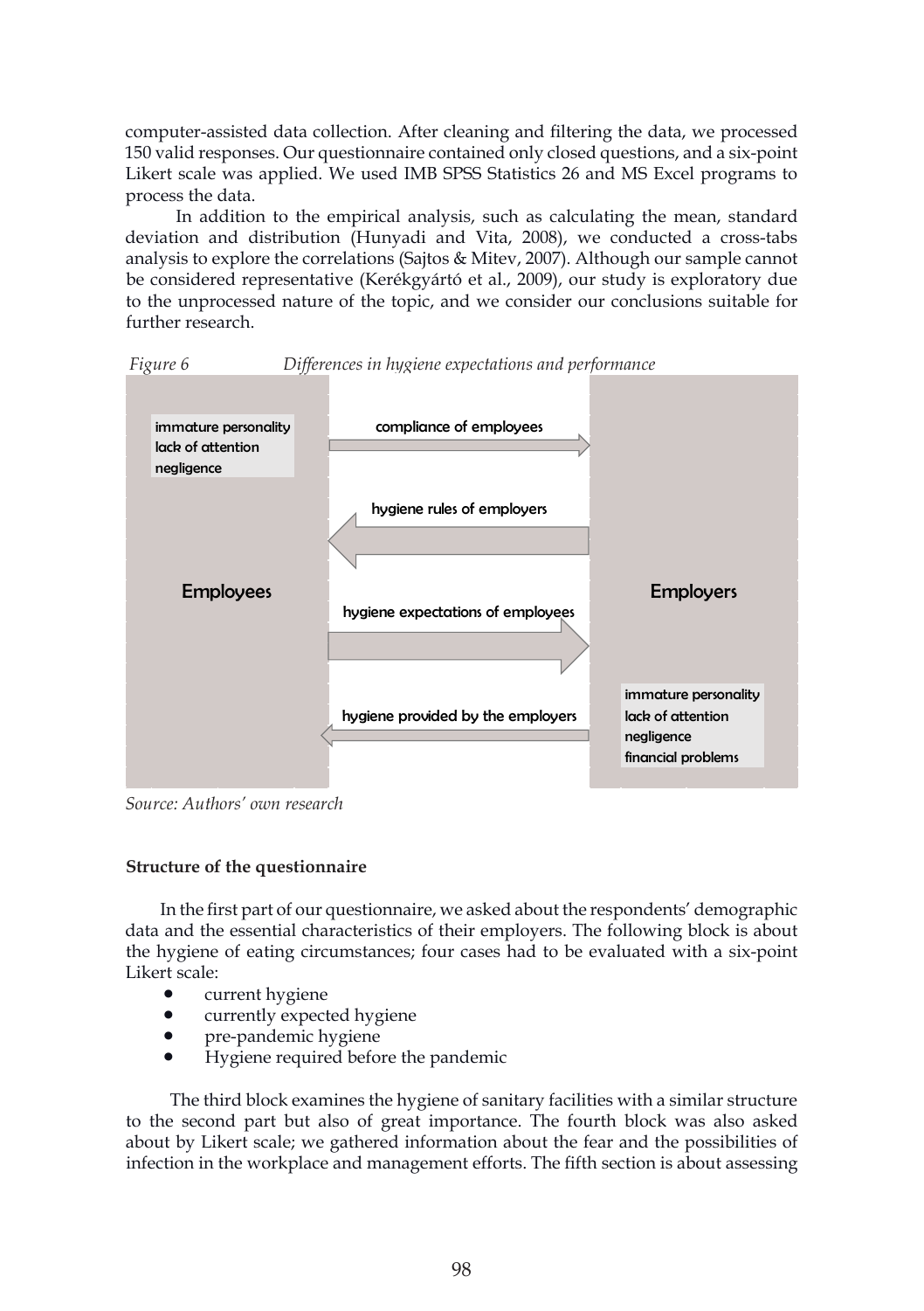computer-assisted data collection. After cleaning and filtering the data, we processed 150 valid responses. Our questionnaire contained only closed questions, and a six-point Likert scale was applied. We used IMB SPSS Statistics 26 and MS Excel programs to process the data.

In addition to the empirical analysis, such as calculating the mean, standard deviation and distribution (Hunyadi and Vita, 2008), we conducted a cross-tabs analysis to explore the correlations (Sajtos & Mitev, 2007). Although our sample cannot be considered representative (Kerékgyártó et al., 2009), our study is exploratory due to the unprocessed nature of the topic, and we consider our conclusions suitable for further research.

*Figure 6 Differences in hygiene expectations and performance*

Employees: immature personality, lack of attention, negligence

compliance of employees →

← hygiene rules of employers

hygiene expectations of employees →

← hygiene provided by the employers

Employers: immature personality, lack of attention, negligence, financial problems

*Source: Authors' own research*

**Structure of the questionnaire**

In the first part of our questionnaire, we asked about the respondents' demographic data and the essential characteristics of their employers. The following block is about the hygiene of eating circumstances; four cases had to be evaluated with a six-point Likert scale:

- current hygiene
- currently expected hygiene
- pre-pandemic hygiene
- Hygiene required before the pandemic

The third block examines the hygiene of sanitary facilities with a similar structure to the second part but also of great importance. The fourth block was also asked about by Likert scale; we gathered information about the fear and the possibilities of infection in the workplace and management efforts. The fifth section is about assessing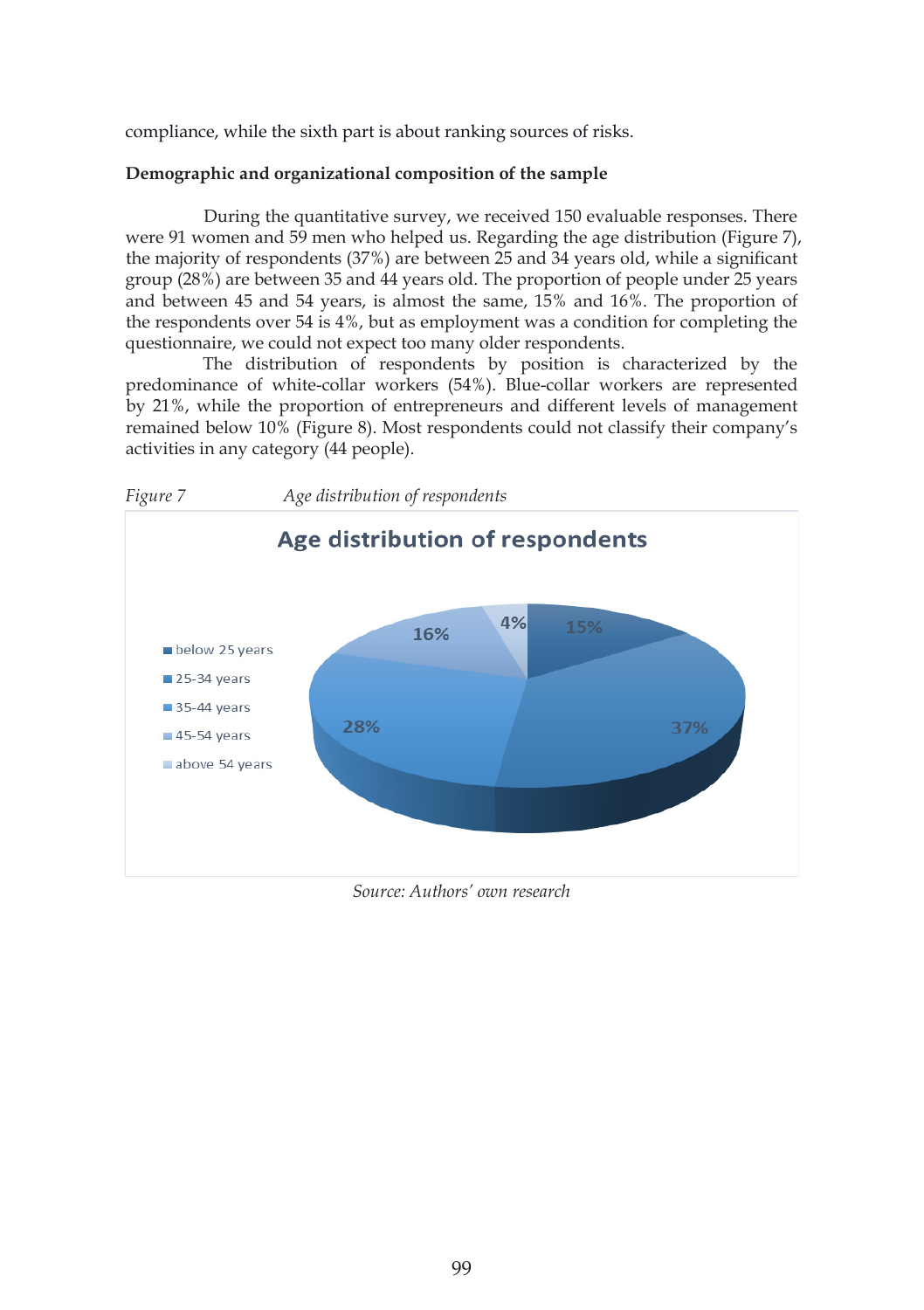compliance, while the sixth part is about ranking sources of risks.

**Demographic and organizational composition of the sample**

During the quantitative survey, we received 150 evaluable responses. There were 91 women and 59 men who helped us. Regarding the age distribution (Figure 7), the majority of respondents (37%) are between 25 and 34 years old, while a significant group (28%) are between 35 and 44 years old. The proportion of people under 25 years and between 45 and 54 years, is almost the same, 15% and 16%. The proportion of the respondents over 54 is 4%, but as employment was a condition for completing the questionnaire, we could not expect too many older respondents.

The distribution of respondents by position is characterized by the predominance of white-collar workers (54%). Blue-collar workers are represented by 21%, while the proportion of entrepreneurs and different levels of management remained below 10% (Figure 8). Most respondents could not classify their company's activities in any category (44 people).

*Figure 7* *Age distribution of respondents*

Age distribution of respondents

| Age group | Share |
|---|---|
| below 25 years | 15% |
| 25-34 years | 37% |
| 35-44 years | 28% |
| 45-54 years | 16% |
| above 54 years | 4% |

*Source: Authors' own research*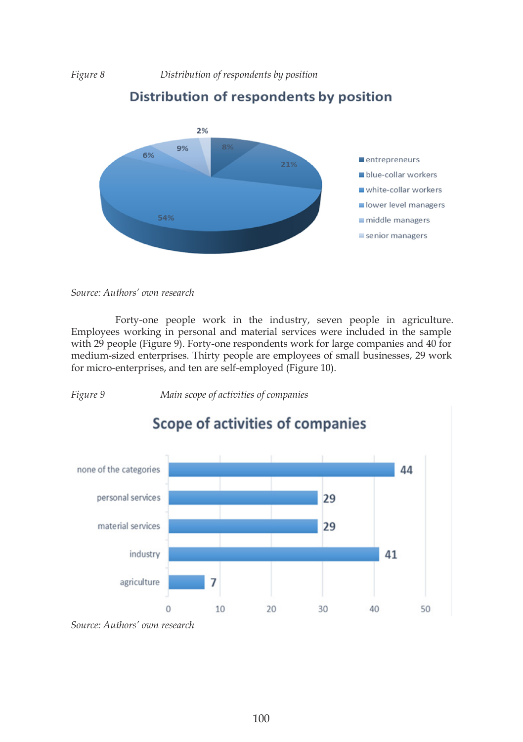*Figure 8 Distribution of respondents by position*

*Source: Authors' own research*

Forty-one people work in the industry, seven people in agriculture. Employees working in personal and material services were included in the sample with 29 people (Figure 9). Forty-one respondents work for large companies and 40 for medium-sized enterprises. Thirty people are employees of small businesses, 29 work for micro-enterprises, and ten are self-employed (Figure 10).

*Figure 9 Main scope of activities of companies*

*Source: Authors' own research*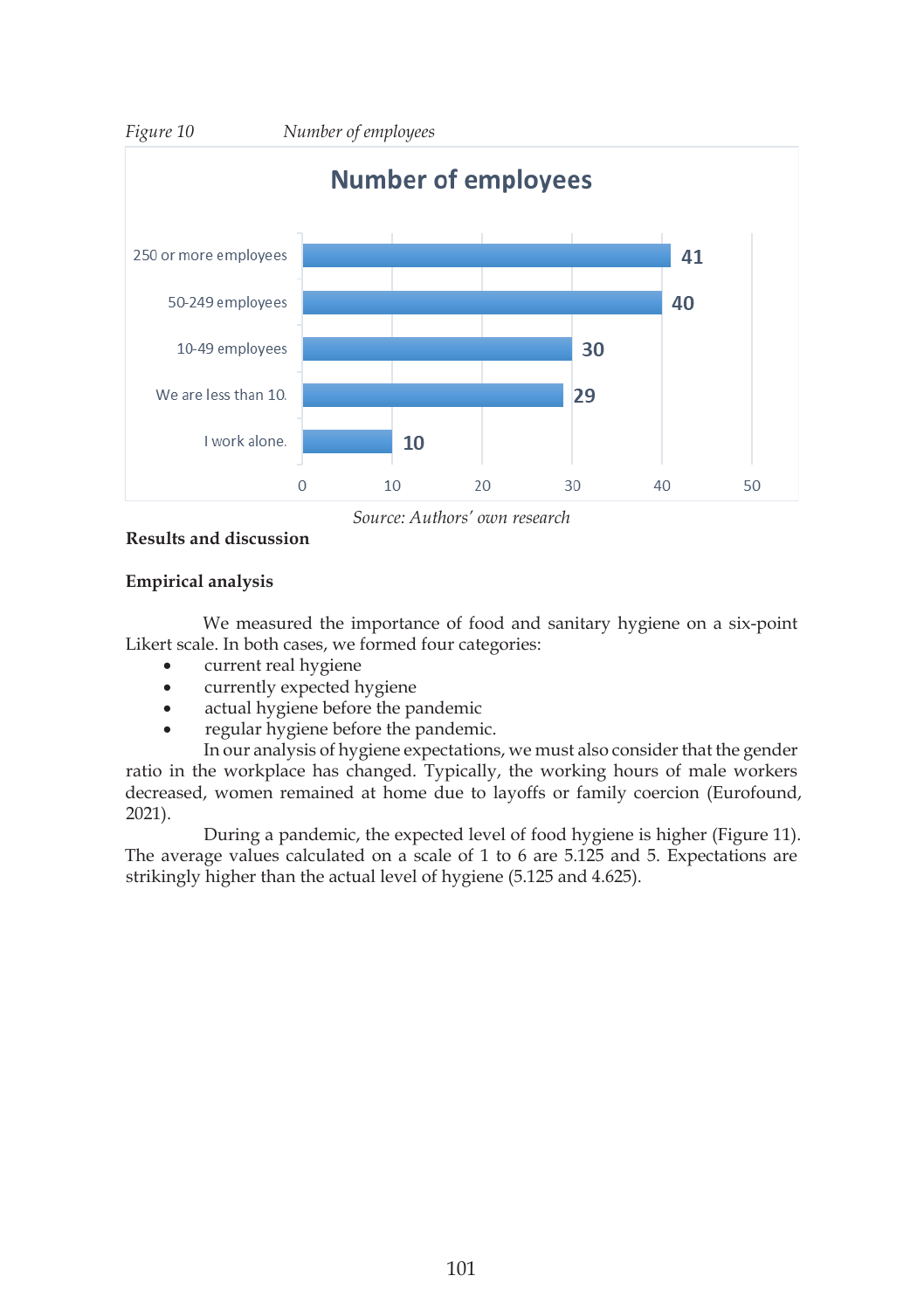*Figure 10* *Number of employees*

| Number of employees | |
|---|---|
| 250 or more employees | 41 |
| 50-249 employees | 40 |
| 10-49 employees | 30 |
| We are less than 10. | 29 |
| I work alone. | 10 |

*Source: Authors' own research*

**Results and discussion**

**Empirical analysis**

We measured the importance of food and sanitary hygiene on a six-point Likert scale. In both cases, we formed four categories:

- current real hygiene
- currently expected hygiene
- actual hygiene before the pandemic
- regular hygiene before the pandemic.

In our analysis of hygiene expectations, we must also consider that the gender ratio in the workplace has changed. Typically, the working hours of male workers decreased, women remained at home due to layoffs or family coercion (Eurofound, 2021).

During a pandemic, the expected level of food hygiene is higher (Figure 11). The average values calculated on a scale of 1 to 6 are 5.125 and 5. Expectations are strikingly higher than the actual level of hygiene (5.125 and 4.625).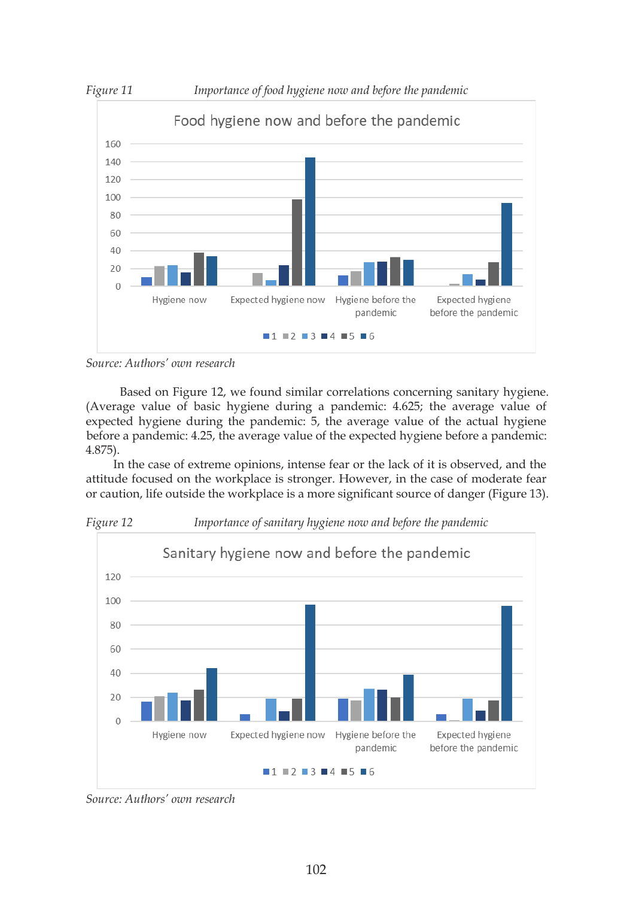*Figure 11* *Importance of food hygiene now and before the pandemic*

*Source: Authors' own research*

Based on Figure 12, we found similar correlations concerning sanitary hygiene. (Average value of basic hygiene during a pandemic: 4.625; the average value of expected hygiene during the pandemic: 5, the average value of the actual hygiene before a pandemic: 4.25, the average value of the expected hygiene before a pandemic: 4.875).

In the case of extreme opinions, intense fear or the lack of it is observed, and the attitude focused on the workplace is stronger. However, in the case of moderate fear or caution, life outside the workplace is a more significant source of danger (Figure 13).

*Figure 12* *Importance of sanitary hygiene now and before the pandemic*

*Source: Authors' own research*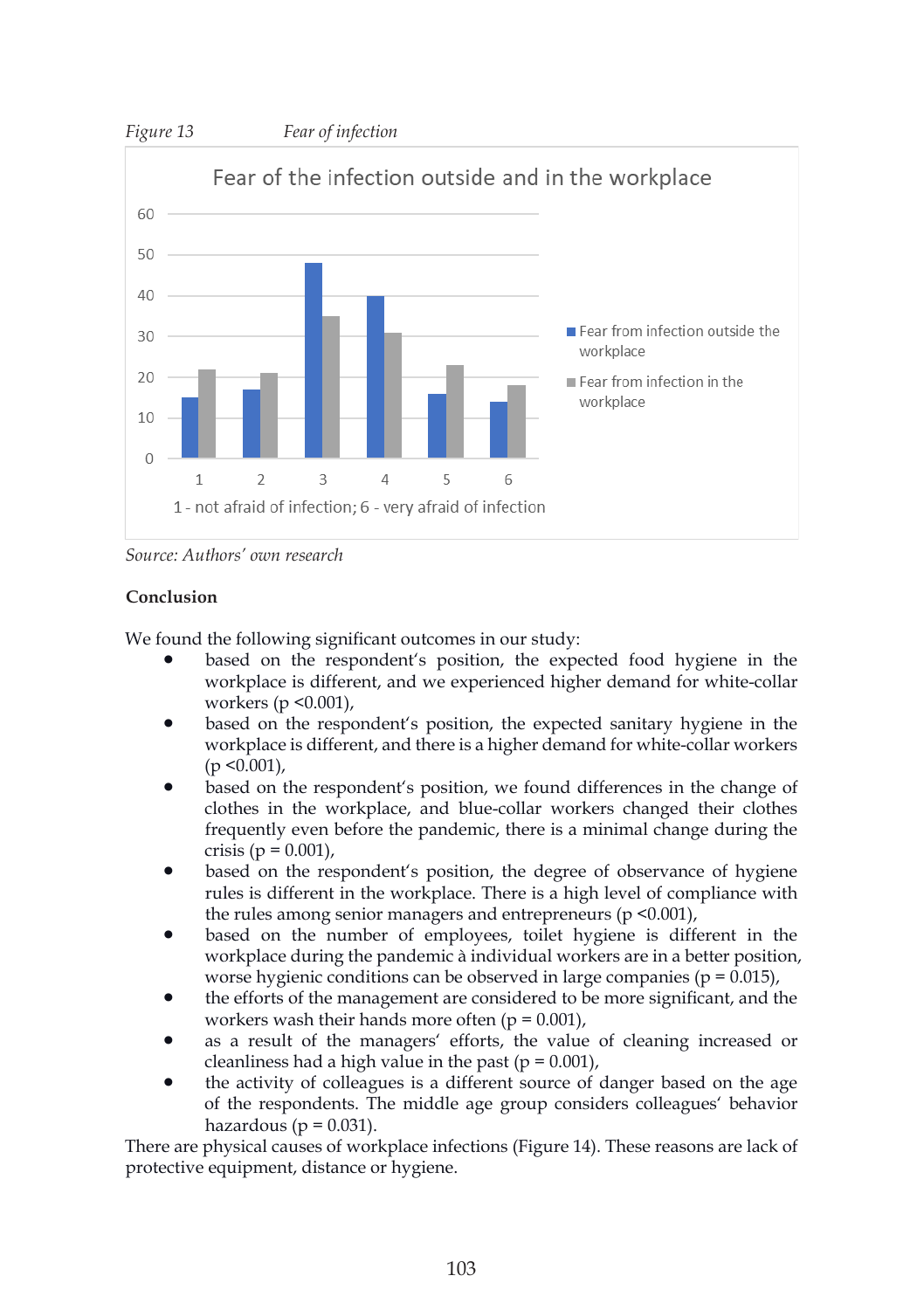*Figure 13* *Fear of infection*

*Source: Authors' own research*

**Conclusion**

We found the following significant outcomes in our study:

- based on the respondent's position, the expected food hygiene in the workplace is different, and we experienced higher demand for white-collar workers ($p < 0.001$),
- based on the respondent's position, the expected sanitary hygiene in the workplace is different, and there is a higher demand for white-collar workers ($p < 0.001$),
- based on the respondent's position, we found differences in the change of clothes in the workplace, and blue-collar workers changed their clothes frequently even before the pandemic, there is a minimal change during the crisis ($p = 0.001$),
- based on the respondent's position, the degree of observance of hygiene rules is different in the workplace. There is a high level of compliance with the rules among senior managers and entrepreneurs ($p < 0.001$),
- based on the number of employees, toilet hygiene is different in the workplace during the pandemic à individual workers are in a better position, worse hygienic conditions can be observed in large companies ($p = 0.015$),
- the efforts of the management are considered to be more significant, and the workers wash their hands more often ($p = 0.001$),
- as a result of the managers' efforts, the value of cleaning increased or cleanliness had a high value in the past ($p = 0.001$),
- the activity of colleagues is a different source of danger based on the age of the respondents. The middle age group considers colleagues' behavior hazardous ($p = 0.031$).

There are physical causes of workplace infections (Figure 14). These reasons are lack of protective equipment, distance or hygiene.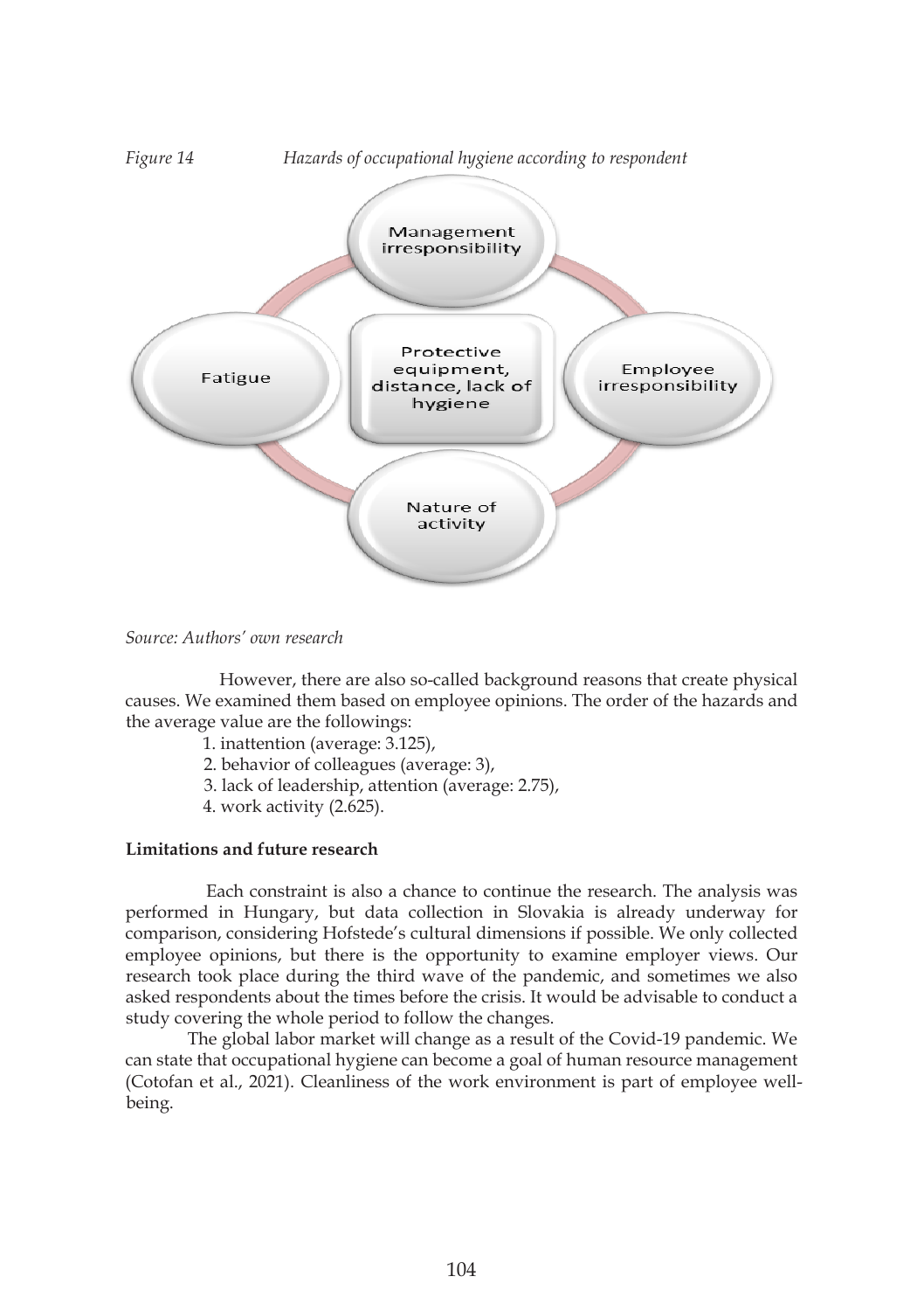*Figure 14 Hazards of occupational hygiene according to respondent*

Management irresponsibility

Fatigue

Protective equipment, distance, lack of hygiene

Employee irresponsibility

Nature of activity

*Source: Authors' own research*

However, there are also so-called background reasons that create physical causes. We examined them based on employee opinions. The order of the hazards and the average value are the followings:

1. inattention (average: 3.125),
2. behavior of colleagues (average: 3),
3. lack of leadership, attention (average: 2.75),
4. work activity (2.625).

**Limitations and future research**

Each constraint is also a chance to continue the research. The analysis was performed in Hungary, but data collection in Slovakia is already underway for comparison, considering Hofstede's cultural dimensions if possible. We only collected employee opinions, but there is the opportunity to examine employer views. Our research took place during the third wave of the pandemic, and sometimes we also asked respondents about the times before the crisis. It would be advisable to conduct a study covering the whole period to follow the changes.

The global labor market will change as a result of the Covid-19 pandemic. We can state that occupational hygiene can become a goal of human resource management (Cotofan et al., 2021). Cleanliness of the work environment is part of employee well-being.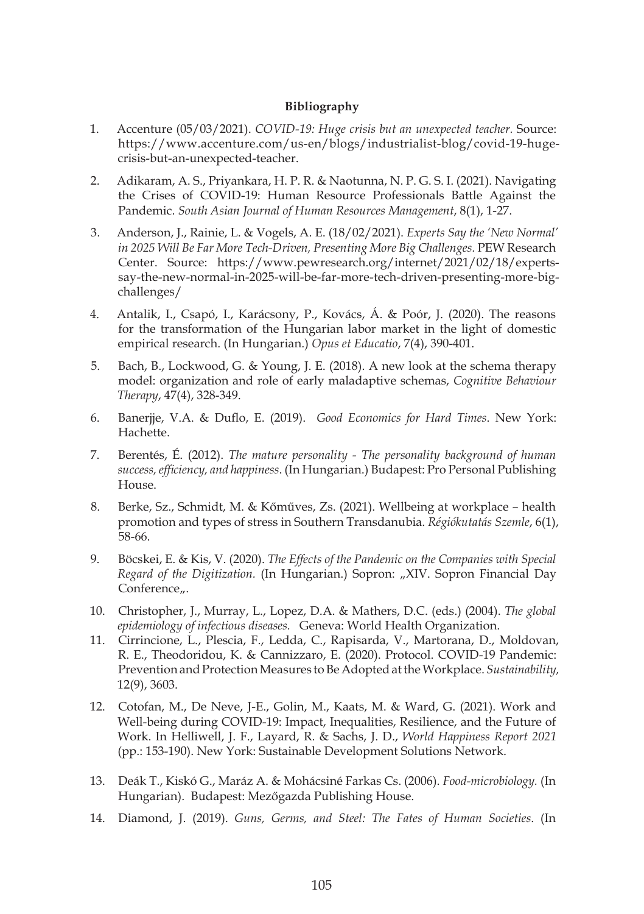**Bibliography**

1. Accenture (05/03/2021). *COVID-19: Huge crisis but an unexpected teacher*. Source: https://www.accenture.com/us-en/blogs/industrialist-blog/covid-19-huge-crisis-but-an-unexpected-teacher.

2. Adikaram, A. S., Priyankara, H. P. R. & Naotunna, N. P. G. S. I. (2021). Navigating the Crises of COVID-19: Human Resource Professionals Battle Against the Pandemic. *South Asian Journal of Human Resources Management*, 8(1), 1-27.

3. Anderson, J., Rainie, L. & Vogels, A. E. (18/02/2021). *Experts Say the 'New Normal' in 2025 Will Be Far More Tech-Driven, Presenting More Big Challenges.* PEW Research Center. Source: https://www.pewresearch.org/internet/2021/02/18/experts-say-the-new-normal-in-2025-will-be-far-more-tech-driven-presenting-more-big-challenges/

4. Antalik, I., Csapó, I., Karácsony, P., Kovács, Á. & Poór, J. (2020). The reasons for the transformation of the Hungarian labor market in the light of domestic empirical research. (In Hungarian.) *Opus et Educatio*, 7(4), 390-401.

5. Bach, B., Lockwood, G. & Young, J. E. (2018). A new look at the schema therapy model: organization and role of early maladaptive schemas, *Cognitive Behaviour Therapy*, 47(4), 328-349.

6. Banerjje, V.A. & Duflo, E. (2019). *Good Economics for Hard Times*. New York: Hachette.

7. Berentés, É. (2012). *The mature personality - The personality background of human success, efficiency, and happiness*. (In Hungarian.) Budapest: Pro Personal Publishing House.

8. Berke, Sz., Schmidt, M. & Kőműves, Zs. (2021). Wellbeing at workplace – health promotion and types of stress in Southern Transdanubia. *Régiókutatás Szemle*, 6(1), 58-66.

9. Böcskei, E. & Kis, V. (2020). *The Effects of the Pandemic on the Companies with Special Regard of the Digitization.* (In Hungarian.) Sopron: „XIV. Sopron Financial Day Conference„.

10. Christopher, J., Murray, L., Lopez, D.A. & Mathers, D.C. (eds.) (2004). *The global epidemiology of infectious diseases.* Geneva: World Health Organization.

11. Cirrincione, L., Plescia, F., Ledda, C., Rapisarda, V., Martorana, D., Moldovan, R. E., Theodoridou, K. & Cannizzaro, E. (2020). Protocol. COVID-19 Pandemic: Prevention and Protection Measures to Be Adopted at the Workplace. *Sustainability,* 12(9), 3603.

12. Cotofan, M., De Neve, J-E., Golin, M., Kaats, M. & Ward, G. (2021). Work and Well-being during COVID-19: Impact, Inequalities, Resilience, and the Future of Work. In Helliwell, J. F., Layard, R. & Sachs, J. D., *World Happiness Report 2021* (pp.: 153-190). New York: Sustainable Development Solutions Network.

13. Deák T., Kiskó G., Maráz A. & Mohácsiné Farkas Cs. (2006). *Food-microbiology.* (In Hungarian). Budapest: Mezőgazda Publishing House.

14. Diamond, J. (2019). *Guns, Germs, and Steel: The Fates of Human Societies*. (In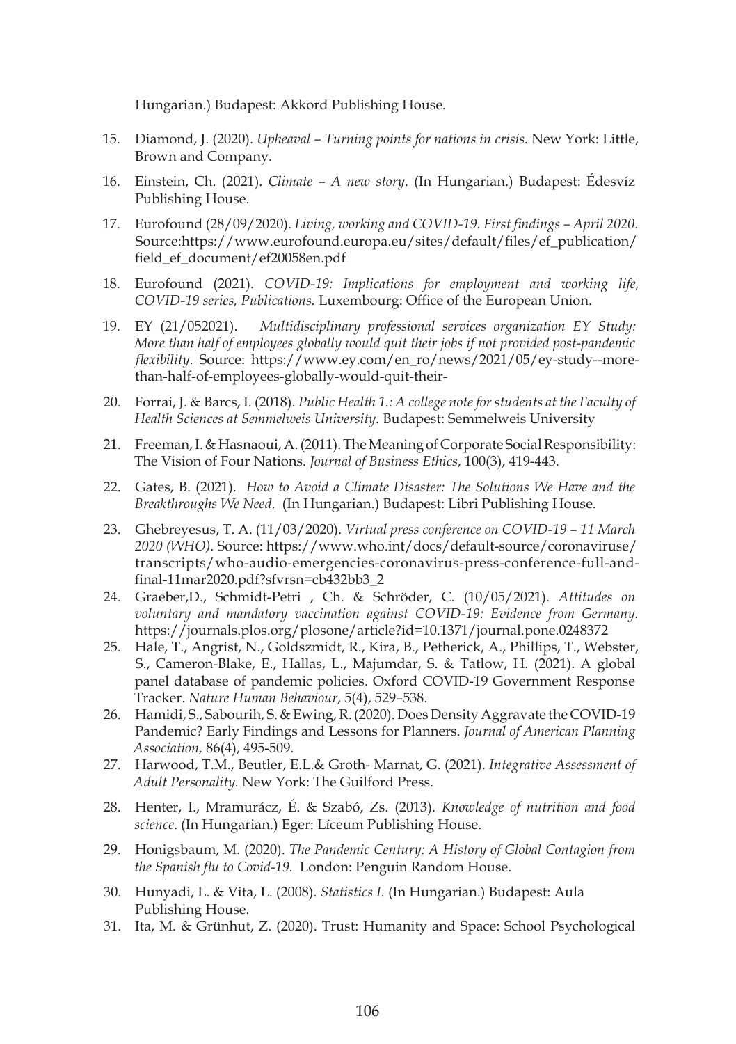Hungarian.) Budapest: Akkord Publishing House.

15. Diamond, J. (2020). *Upheaval – Turning points for nations in crisis.* New York: Little, Brown and Company.
16. Einstein, Ch. (2021). *Climate – A new story*. (In Hungarian.) Budapest: Édesvíz Publishing House.
17. Eurofound (28/09/2020). *Living, working and COVID-19. First findings – April 2020*. Source:https://www.eurofound.europa.eu/sites/default/files/ef_publication/field_ef_document/ef20058en.pdf
18. Eurofound (2021). *COVID-19: Implications for employment and working life, COVID-19 series, Publications.* Luxembourg: Office of the European Union.
19. EY (21/052021). *Multidisciplinary professional services organization EY Study: More than half of employees globally would quit their jobs if not provided post-pandemic flexibility*. Source: https://www.ey.com/en_ro/news/2021/05/ey-study--more-than-half-of-employees-globally-would-quit-their-
20. Forrai, J. & Barcs, I. (2018). *Public Health 1.: A college note for students at the Faculty of Health Sciences at Semmelweis University*. Budapest: Semmelweis University
21. Freeman, I. & Hasnaoui, A. (2011). The Meaning of Corporate Social Responsibility: The Vision of Four Nations. *Journal of Business Ethics*, 100(3), 419-443.
22. Gates, B. (2021). *How to Avoid a Climate Disaster: The Solutions We Have and the Breakthroughs We Need*. (In Hungarian.) Budapest: Libri Publishing House.
23. Ghebreyesus, T. A. (11/03/2020). *Virtual press conference on COVID-19 – 11 March 2020 (WHO).* Source: https://www.who.int/docs/default-source/coronaviruse/transcripts/who-audio-emergencies-coronavirus-press-conference-full-and-final-11mar2020.pdf?sfvrsn=cb432bb3_2
24. Graeber,D., Schmidt-Petri , Ch. & Schröder, C. (10/05/2021). *Attitudes on voluntary and mandatory vaccination against COVID-19: Evidence from Germany*. https://journals.plos.org/plosone/article?id=10.1371/journal.pone.0248372
25. Hale, T., Angrist, N., Goldszmidt, R., Kira, B., Petherick, A., Phillips, T., Webster, S., Cameron-Blake, E., Hallas, L., Majumdar, S. & Tatlow, H. (2021). A global panel database of pandemic policies. Oxford COVID-19 Government Response Tracker. *Nature Human Behaviour*, 5(4), 529–538.
26. Hamidi, S., Sabourih, S. & Ewing, R. (2020). Does Density Aggravate the COVID-19 Pandemic? Early Findings and Lessons for Planners. *Journal of American Planning Association,* 86(4), 495-509.
27. Harwood, T.M., Beutler, E.L.& Groth- Marnat, G. (2021). *Integrative Assessment of Adult Personality.* New York: The Guilford Press.
28. Henter, I., Mramurácz, É. & Szabó, Zs. (2013). *Knowledge of nutrition and food science.* (In Hungarian.) Eger: Líceum Publishing House.
29. Honigsbaum, M. (2020). *The Pandemic Century: A History of Global Contagion from the Spanish flu to Covid-19.* London: Penguin Random House.
30. Hunyadi, L. & Vita, L. (2008). *Statistics I.* (In Hungarian.) Budapest: Aula Publishing House.
31. Ita, M. & Grünhut, Z. (2020). Trust: Humanity and Space: School Psychological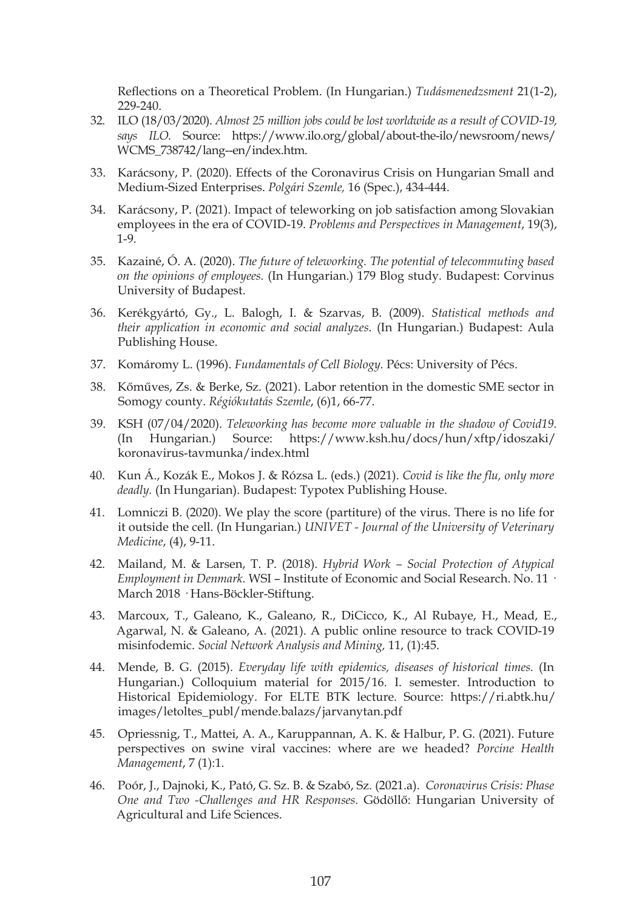Reflections on a Theoretical Problem. (In Hungarian.) *Tudásmenedzsment* 21(1-2), 229-240.

32. ILO (18/03/2020). *Almost 25 million jobs could be lost worldwide as a result of COVID-19, says ILO.* Source: https://www.ilo.org/global/about-the-ilo/newsroom/news/WCMS_738742/lang--en/index.htm.

33. Karácsony, P. (2020). Effects of the Coronavirus Crisis on Hungarian Small and Medium-Sized Enterprises. *Polgári Szemle,* 16 (Spec.), 434-444.

34. Karácsony, P. (2021). Impact of teleworking on job satisfaction among Slovakian employees in the era of COVID-19. *Problems and Perspectives in Management*, 19(3), 1-9.

35. Kazainé, Ó. A. (2020). *The future of teleworking. The potential of telecommuting based on the opinions of employees.* (In Hungarian.) 179 Blog study. Budapest: Corvinus University of Budapest.

36. Kerékgyártó, Gy., L. Balogh, I. & Szarvas, B. (2009). *Statistical methods and their application in economic and social analyzes*. (In Hungarian.) Budapest: Aula Publishing House.

37. Komáromy L. (1996). *Fundamentals of Cell Biology.* Pécs: University of Pécs.

38. Kőműves, Zs. & Berke, Sz. (2021). Labor retention in the domestic SME sector in Somogy county. *Régiókutatás Szemle*, (6)1, 66-77.

39. KSH (07/04/2020). *Teleworking has become more valuable in the shadow of Covid19.* (In Hungarian.) Source: https://www.ksh.hu/docs/hun/xftp/idoszaki/koronavirus-tavmunka/index.html

40. Kun Á., Kozák E., Mokos J. & Rózsa L. (eds.) (2021). *Covid is like the flu, only more deadly.* (In Hungarian). Budapest: Typotex Publishing House.

41. Lomniczi B. (2020). We play the score (partiture) of the virus. There is no life for it outside the cell. (In Hungarian.) *UNIVET - Journal of the University of Veterinary Medicine*, (4), 9-11.

42. Mailand, M. & Larsen, T. P. (2018). *Hybrid Work – Social Protection of Atypical Employment in Denmark.* WSI – Institute of Economic and Social Research. No. 11 · March 2018 · Hans-Böckler-Stiftung.

43. Marcoux, T., Galeano, K., Galeano, R., DiCicco, K., Al Rubaye, H., Mead, E., Agarwal, N. & Galeano, A. (2021). A public online resource to track COVID-19 misinfodemic. *Social Network Analysis and Mining,* 11, (1):45.

44. Mende, B. G. (2015). *Everyday life with epidemics, diseases of historical times.* (In Hungarian.) Colloquium material for 2015/16. I. semester. Introduction to Historical Epidemiology. For ELTE BTK lecture. Source: https://ri.abtk.hu/images/letoltes_publ/mende.balazs/jarvanytan.pdf

45. Opriessnig, T., Mattei, A. A., Karuppannan, A. K. & Halbur, P. G. (2021). Future perspectives on swine viral vaccines: where are we headed? *Porcine Health Management*, 7 (1):1.

46. Poór, J., Dajnoki, K., Pató, G. Sz. B. & Szabó, Sz. (2021.a). *Coronavirus Crisis: Phase One and Two -Challenges and HR Responses.* Gödöllő: Hungarian University of Agricultural and Life Sciences.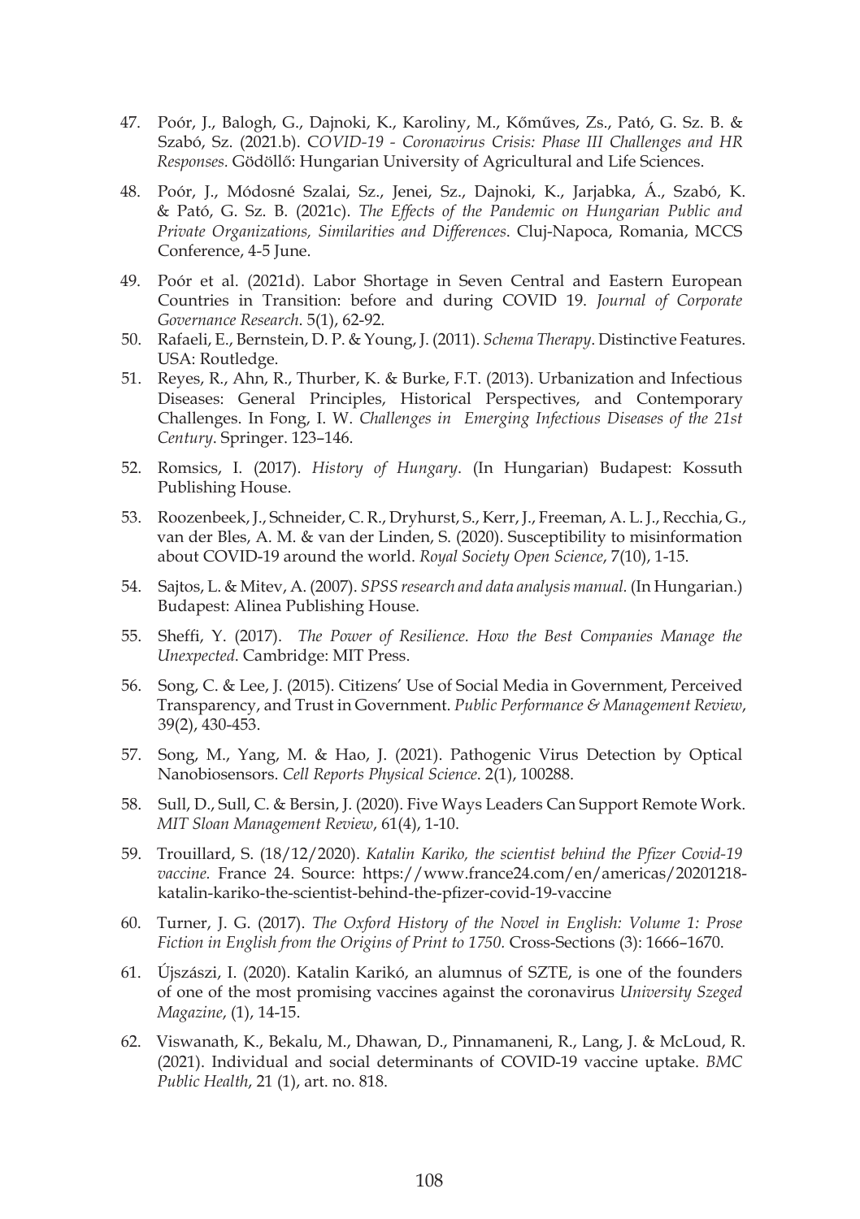47. Poór, J., Balogh, G., Dajnoki, K., Karoliny, M., Kőműves, Zs., Pató, G. Sz. B. & Szabó, Sz. (2021.b). C*OVID-19 - Coronavirus Crisis: Phase III Challenges and HR Responses.* Gödöllő: Hungarian University of Agricultural and Life Sciences.

48. Poór, J., Módosné Szalai, Sz., Jenei, Sz., Dajnoki, K., Jarjabka, Á., Szabó, K. & Pató, G. Sz. B. (2021c). *The Effects of the Pandemic on Hungarian Public and Private Organizations, Similarities and Differences*. Cluj-Napoca, Romania, MCCS Conference, 4-5 June.

49. Poór et al. (2021d). Labor Shortage in Seven Central and Eastern European Countries in Transition: before and during COVID 19. *Journal of Corporate Governance Research.* 5(1), 62-92.

50. Rafaeli, E., Bernstein, D. P. & Young, J. (2011). *Schema Therapy*. Distinctive Features. USA: Routledge.

51. Reyes, R., Ahn, R., Thurber, K. & Burke, F.T. (2013). Urbanization and Infectious Diseases: General Principles, Historical Perspectives, and Contemporary Challenges. In Fong, I. W. *Challenges in Emerging Infectious Diseases of the 21st Century*. Springer. 123–146.

52. Romsics, I. (2017). *History of Hungary*. (In Hungarian) Budapest: Kossuth Publishing House.

53. Roozenbeek, J., Schneider, C. R., Dryhurst, S., Kerr, J., Freeman, A. L. J., Recchia, G., van der Bles, A. M. & van der Linden, S. (2020). Susceptibility to misinformation about COVID-19 around the world. *Royal Society Open Science*, 7(10), 1-15.

54. Sajtos, L. & Mitev, A. (2007). *SPSS research and data analysis manual.* (In Hungarian.) Budapest: Alinea Publishing House.

55. Sheffi, Y. (2017). *The Power of Resilience. How the Best Companies Manage the Unexpected*. Cambridge: MIT Press.

56. Song, C. & Lee, J. (2015). Citizens' Use of Social Media in Government, Perceived Transparency, and Trust in Government. *Public Performance & Management Review*, 39(2), 430-453.

57. Song, M., Yang, M. & Hao, J. (2021). Pathogenic Virus Detection by Optical Nanobiosensors. *Cell Reports Physical Science*. 2(1), 100288.

58. Sull, D., Sull, C. & Bersin, J. (2020). Five Ways Leaders Can Support Remote Work. *MIT Sloan Management Review*, 61(4), 1-10.

59. Trouillard, S. (18/12/2020). *Katalin Kariko, the scientist behind the Pfizer Covid-19 vaccine.* France 24. Source: https://www.france24.com/en/americas/20201218-katalin-kariko-the-scientist-behind-the-pfizer-covid-19-vaccine

60. Turner, J. G. (2017). *The Oxford History of the Novel in English: Volume 1: Prose Fiction in English from the Origins of Print to 1750*. Cross-Sections (3): 1666–1670.

61. Újszászi, I. (2020). Katalin Karikó, an alumnus of SZTE, is one of the founders of one of the most promising vaccines against the coronavirus *University Szeged Magazine*, (1), 14-15.

62. Viswanath, K., Bekalu, M., Dhawan, D., Pinnamaneni, R., Lang, J. & McLoud, R. (2021). Individual and social determinants of COVID-19 vaccine uptake. *BMC Public Health*, 21 (1), art. no. 818.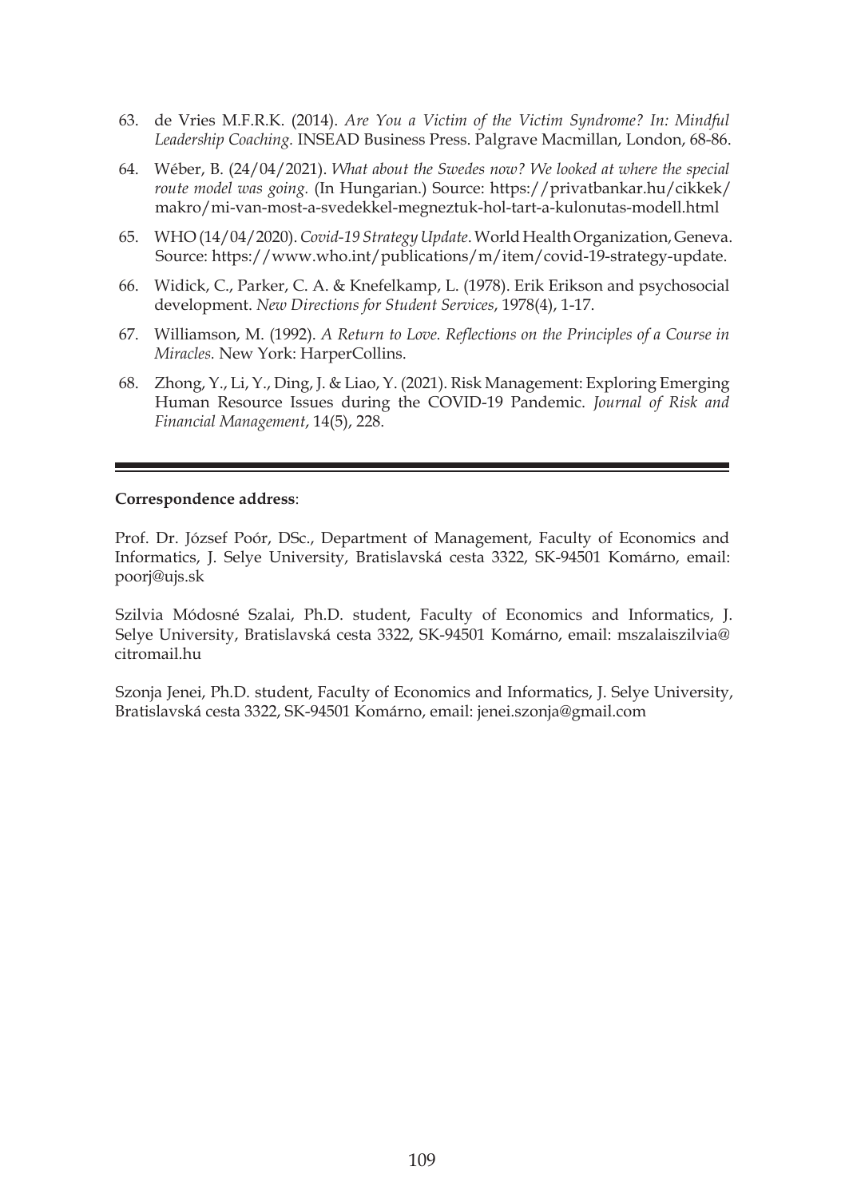63. de Vries M.F.R.K. (2014). *Are You a Victim of the Victim Syndrome? In: Mindful Leadership Coaching.* INSEAD Business Press. Palgrave Macmillan, London, 68-86.
64. Wéber, B. (24/04/2021). *What about the Swedes now? We looked at where the special route model was going.* (In Hungarian.) Source: https://privatbankar.hu/cikkek/makro/mi-van-most-a-svedekkel-megneztuk-hol-tart-a-kulonutas-modell.html
65. WHO (14/04/2020). *Covid-19 Strategy Update*. World Health Organization, Geneva. Source: https://www.who.int/publications/m/item/covid-19-strategy-update.
66. Widick, C., Parker, C. A. & Knefelkamp, L. (1978). Erik Erikson and psychosocial development. *New Directions for Student Services*, 1978(4), 1-17.
67. Williamson, M. (1992). *A Return to Love. Reflections on the Principles of a Course in Miracles.* New York: HarperCollins.
68. Zhong, Y., Li, Y., Ding, J. & Liao, Y. (2021). Risk Management: Exploring Emerging Human Resource Issues during the COVID-19 Pandemic. *Journal of Risk and Financial Management*, 14(5), 228.

---

**Correspondence address**:

Prof. Dr. József Poór, DSc., Department of Management, Faculty of Economics and Informatics, J. Selye University, Bratislavská cesta 3322, SK-94501 Komárno, email: poorj@ujs.sk

Szilvia Módosné Szalai, Ph.D. student, Faculty of Economics and Informatics, J. Selye University, Bratislavská cesta 3322, SK-94501 Komárno, email: mszalaiszilvia@citromail.hu

Szonja Jenei, Ph.D. student, Faculty of Economics and Informatics, J. Selye University, Bratislavská cesta 3322, SK-94501 Komárno, email: jenei.szonja@gmail.com